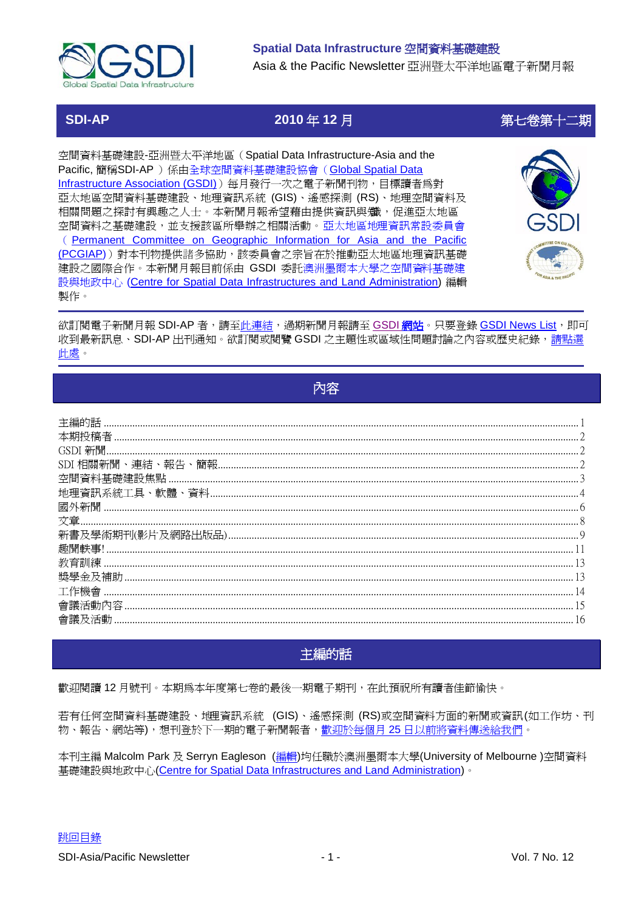**Spatial Data Infrastructure 空間資料基礎建設**

Asia & the Pacific Newsletter 亞洲暨太平洋地區電子新聞月報

**SDI-AP** | **2010 年 12 月** | **第七卷第十二期**

空間資料基礎建設-亞洲暨太平洋地區（Spatial Data Infrastructure-Asia and the Pacific, 簡稱SDI-AP ）係由全球空間資料基礎建設協會（Global Spatial Data Infrastructure Association (GSDI)）每月發行一次之電子新聞刊物，目標讀者爲對亞太地區空間資料基礎建設、地理資訊系統 (GIS)、遙感探測 (RS)、地理空間資料及相關問題之探討有興趣之人士。本新聞月報希望藉由提供資訊與知識，促進亞太地區空間資料之基礎建設，並支援該區所舉辦之相關活動。亞太地區地理資訊常設委員會（Permanent Committee on Geographic Information for Asia and the Pacific (PCGIAP)）對本刊物提供諸多協助，該委員會之宗旨在於推動亞太地區地理資訊基礎建設之國際合作。本新聞月報目前係由 GSDI 委託澳洲墨爾本大學之空間資料基礎建設與地政中心 (Centre for Spatial Data Infrastructures and Land Administration) 編輯製作。

欲訂閱電子新聞月報 SDI-AP 者，請至此連結，過期新聞月報請至 GSDI 網站。只要登錄 GSDI News List，即可收到最新訊息、SDI-AP 出刊通知。欲訂閱或閱覽 GSDI 之主題性或區域性問題討論之內容或歷史紀錄，請點選此處。

## 內容

- 主編的話 ........ 1
- 本期投稿者 ........ 2
- GSDI 新聞 ........ 2
- SDI 相關新聞、連結、報告、簡報 ........ 2
- 空間資料基礎建設焦點 ........ 3
- 地理資訊系統工具、軟體、資料 ........ 4
- 國外新聞 ........ 6
- 文章 ........ 8
- 新書及學術期刊(影片及網路出版品) ........ 9
- 趣聞軼事! ........ 11
- 教育訓練 ........ 13
- 獎學金及補助 ........ 13
- 工作機會 ........ 14
- 會議活動內容 ........ 15
- 會議及活動 ........ 16

## 主編的話

歡迎閱讀 12 月號刊。本期爲本年度第七卷的最後一期電子期刊，在此預祝所有讀者佳節愉快。

若有任何空間資料基礎建設、地理資訊系統 (GIS)、遙感探測 (RS)或空間資料方面的新聞或資訊(如工作坊、刊物、報告、網站等)，想刊登於下一期的電子新聞報者，歡迎於每個月 25 日以前將資料傳送給我們。

本刊主編 Malcolm Park 及 Serryn Eagleson (編輯)均任職於澳洲墨爾本大學(University of Melbourne )空間資料基礎建設與地政中心(Centre for Spatial Data Infrastructures and Land Administration)。

跳回目錄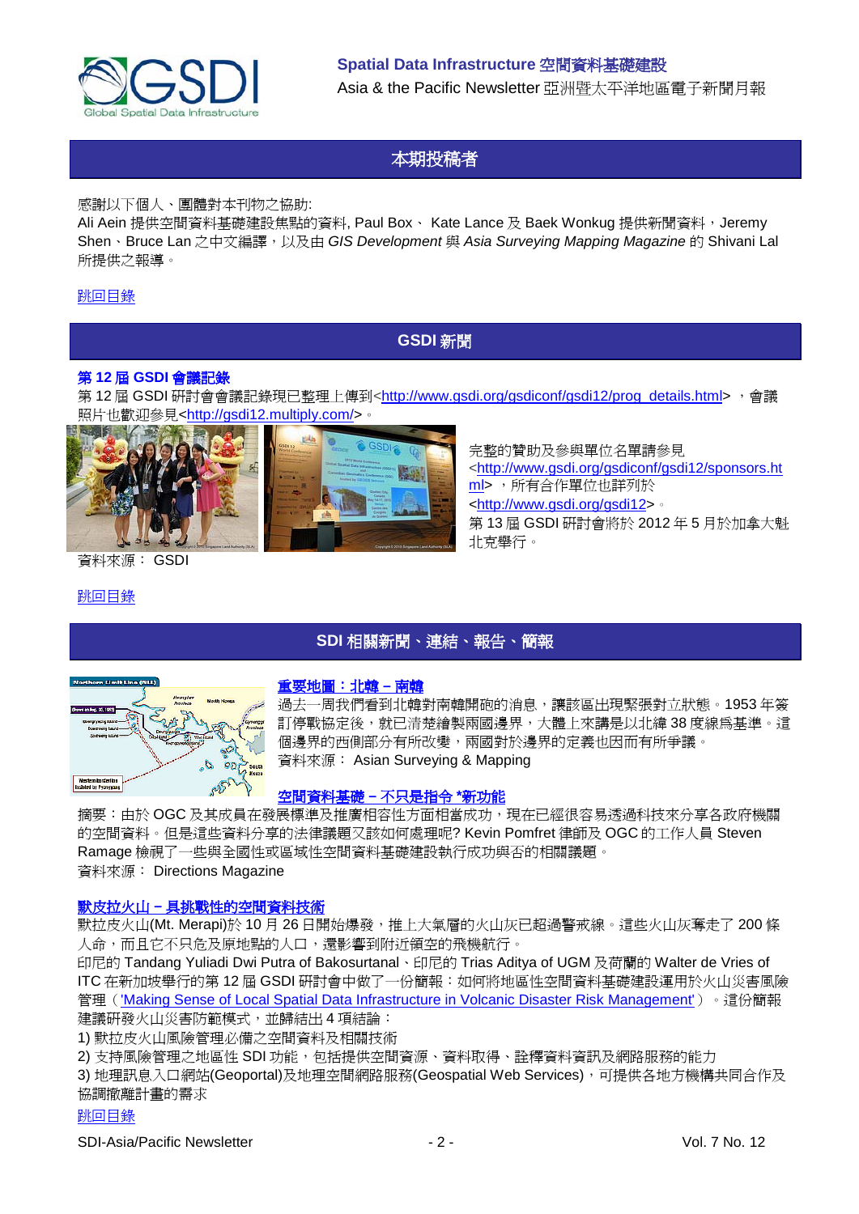## 本期投稿者

感謝以下個人、團體對本刊物之協助:
Ali Aein 提供空間資料基礎建設焦點的資料, Paul Box、 Kate Lance 及 Baek Wonkug 提供新聞資料，Jeremy Shen、Bruce Lan 之中文編譯，以及由 *GIS Development* 與 *Asia Surveying Mapping Magazine* 的 Shivani Lal 所提供之報導。

跳回目錄

## GSDI 新聞

### 第 12 屆 GSDI 會議記錄

第 12 屆 GSDI 研討會會議記錄現已整理上傳到<http://www.gsdi.org/gsdiconf/gsdi12/prog_details.html> ，會議照片也歡迎參見<http://gsdi12.multiply.com/>。

完整的贊助及參與單位名單請參見<http://www.gsdi.org/gsdiconf/gsdi12/sponsors.html> ，所有合作單位也詳列於<http://www.gsdi.org/gsdi12>。
第 13 屆 GSDI 研討會將於 2012 年 5 月於加拿大魁北克舉行。

資料來源： GSDI

跳回目錄

## SDI 相關新聞、連結、報告、簡報

### 重要地圖：北韓－南韓

過去一周我們看到北韓對南韓開砲的消息，讓該區出現緊張對立狀態。1953 年簽訂停戰協定後，就已清楚繪製兩國邊界，大體上來講是以北緯 38 度線為基準。這個邊界的西側部分有所改變，兩國對於邊界的定義也因而有所爭議。
資料來源： Asian Surveying & Mapping

### 空間資料基礎－不只是指令 *新功能

摘要：由於 OGC 及其成員在發展標準及推廣相容性方面相當成功，現在已經很容易透過科技來分享各政府機關的空間資料。但是這些資料分享的法律議題又該如何處理呢? Kevin Pomfret 律師及 OGC 的工作人員 Steven Ramage 檢視了一些與全國性或區域性空間資料基礎建設執行成功與否的相關議題。
資料來源： Directions Magazine

### 默皮拉火山－具挑戰性的空間資料技術

默拉皮火山(Mt. Merapi)於 10 月 26 日開始爆發，推上大氣層的火山灰已超過警戒線。這些火山灰奪走了 200 條人命，而且它不只危及原地點的人口，還影響到附近領空的飛機航行。
印尼的 Tandang Yuliadi Dwi Putra of Bakosurtanal、印尼的 Trias Aditya of UGM 及荷蘭的 Walter de Vries of ITC 在新加坡舉行的第 12 屆 GSDI 研討會中做了一份簡報：如何將地區性空間資料基礎建設運用於火山災害風險管理（'Making Sense of Local Spatial Data Infrastructure in Volcanic Disaster Risk Management'）。這份簡報建議研發火山災害防範模式，並歸結出 4 項結論：

1) 默拉皮火山風險管理必備之空間資料及相關技術
2) 支持風險管理之地區性 SDI 功能，包括提供空間資源、資料取得、詮釋資料資訊及網路服務的能力
3) 地理訊息入口網站(Geoportal)及地理空間網路服務(Geospatial Web Services)，可提供各地方機構共同合作及協調撤離計畫的需求

跳回目錄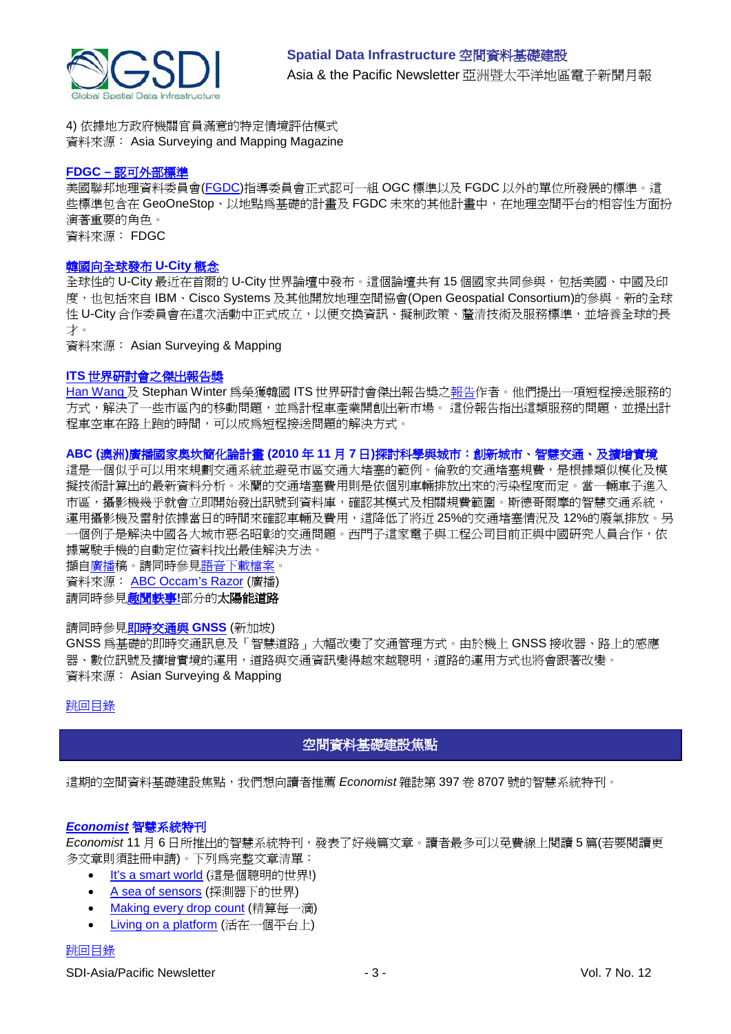4) 依據地方政府機關官員滿意的特定情境評估模式
資料來源： Asia Surveying and Mapping Magazine

**FDGC – 認可外部標準**
美國聯邦地理資料委員會(FGDC)指導委員會正式認可一組 OGC 標準以及 FGDC 以外的單位所發展的標準。這些標準包含在 GeoOneStop、以地點爲基礎的計畫及 FGDC 未來的其他計畫中，在地理空間平台的相容性方面扮演著重要的角色。
資料來源： FDGC

**韓國向全球發布 U-City 概念**
全球性的 U-City 最近在首爾的 U-City 世界論壇中發布。這個論壇共有 15 個國家共同參與，包括美國、中國及印度，也包括來自 IBM、Cisco Systems 及其他開放地理空間協會(Open Geospatial Consortium)的參與。新的全球性 U-City 合作委員會在這次活動中正式成立，以便交換資訊、擬制政策、釐清技術及服務標準，並培養全球的長才。
資料來源： Asian Surveying & Mapping

**ITS 世界研討會之傑出報告獎**
Han Wang 及 Stephan Winter 爲榮獲韓國 ITS 世界研討會傑出報告獎之報告作者。他們提出一項短程接送服務的方式，解決了一些市區內的移動問題，並爲計程車產業開創出新市場。 這份報告指出這類服務的問題，並提出計程車空車在路上跑的時間，可以成爲短程接送問題的解決方式。

**ABC (澳洲)廣播國家奧坎簡化論計畫 (2010 年 11 月 7 日)探討科學與城市：創新城市、智慧交通、及擴增實境**
這是一個似乎可以用來規劃交通系統並避免市區交通大堵塞的範例。倫敦的交通堵塞規費，是根據類似模化及模擬技術計算出的最新資料分析。米蘭的交通堵塞費用則是依個別車輛排放出來的污染程度而定。當一輛車子進入市區，攝影機幾乎就會立即開始發出訊號到資料庫，確認其模式及相關規費範圍。斯德哥爾摩的智慧交通系統，運用攝影機及雷射依據當日的時間來確認車輛及費用，這降低了將近 25%的交通堵塞情況及 12%的廢氣排放。另一個例子是解決中國各大城市惡名昭彰的交通問題。西門子這家電子與工程公司目前正與中國研究人員合作，依據駕駛手機的自動定位資料找出最佳解決方法。
擷自廣播稿。請同時參見語音下載檔案。
資料來源： ABC Occam's Razor (廣播)
請同時參見**趣聞軼事!**部分的**太陽能道路**

請同時參見**即時交通與 GNSS** (新加坡)
GNSS 爲基礎的即時交通訊息及「智慧道路」大幅改變了交通管理方式。由於機上 GNSS 接收器、路上的感應器、數位訊號及擴增實境的運用，道路與交通資訊變得越來越聰明，道路的運用方式也將會跟著改變。
資料來源： Asian Surveying & Mapping

跳回目錄

## 空間資料基礎建設焦點

這期的空間資料基礎建設焦點，我們想向讀者推薦 *Economist* 雜誌第 397 卷 8707 號的智慧系統特刊。

***Economist* 智慧系統特刊**
*Economist* 11 月 6 日所推出的智慧系統特刊，發表了好幾篇文章。讀者最多可以免費線上閱讀 5 篇(若要閱讀更多文章則須註冊申請)。下列爲完整文章清單：

- It's a smart world (這是個聰明的世界!)
- A sea of sensors (探測器下的世界)
- Making every drop count (精算每一滴)
- Living on a platform (活在一個平台上)

跳回目錄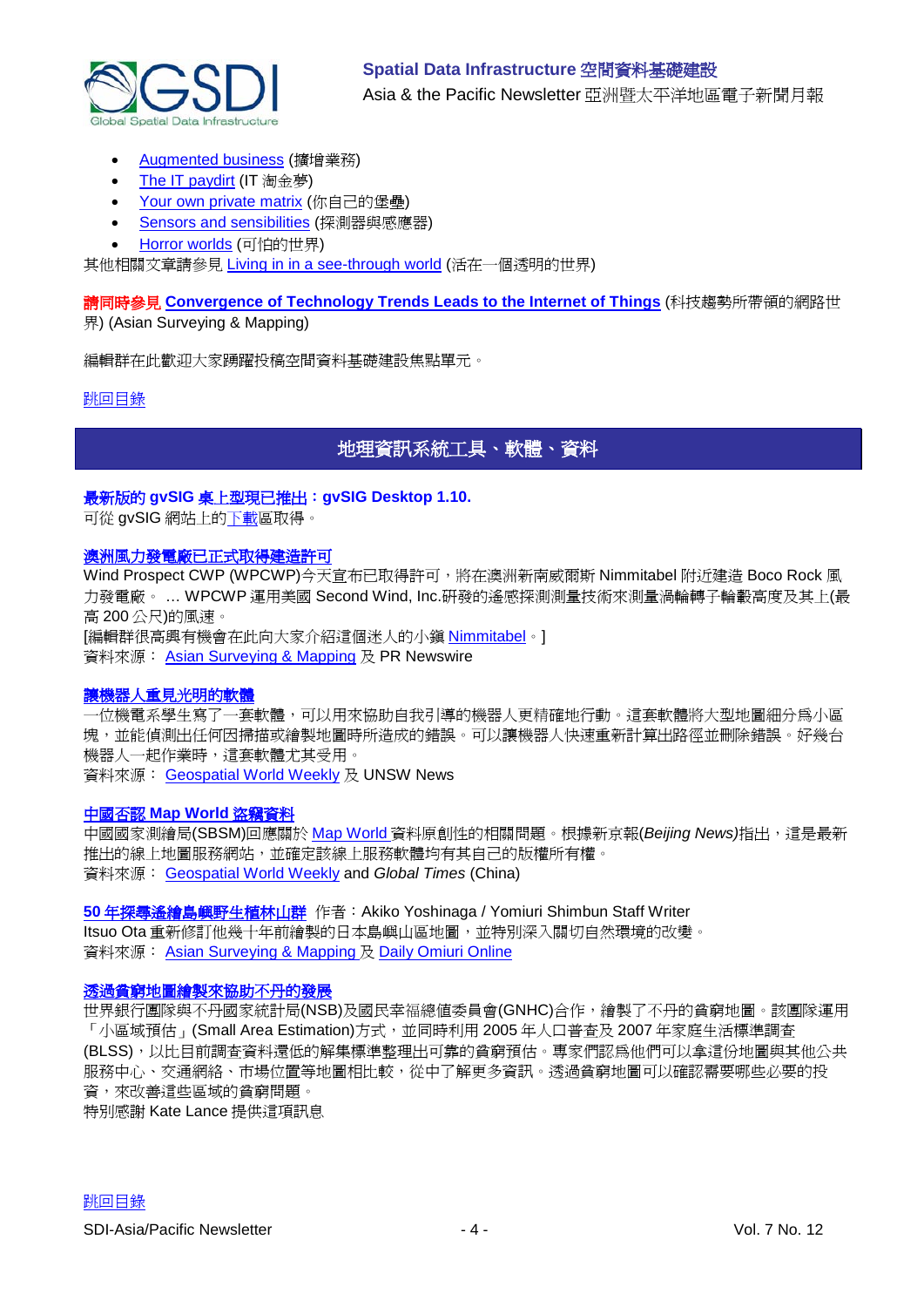- Augmented business (擴增業務)
- The IT paydirt (IT 淘金夢)
- Your own private matrix (你自己的堡壘)
- Sensors and sensibilities (探測器與感應器)
- Horror worlds (可怕的世界)

其他相關文章請參見 Living in in a see-through world (活在一個透明的世界)

**請同時參見 Convergence of Technology Trends Leads to the Internet of Things** (科技趨勢所帶領的網路世界) (Asian Surveying & Mapping)

編輯群在此歡迎大家踴躍投稿空間資料基礎建設焦點單元。

跳回目錄

## 地理資訊系統工具、軟體、資料

**最新版的 gvSIG 桌上型現已推出：gvSIG Desktop 1.10.**
可從 gvSIG 網站上的下載區取得。

**澳洲風力發電廠已正式取得建造許可**
Wind Prospect CWP (WPCWP)今天宣布已取得許可，將在澳洲新南威爾斯 Nimmitabel 附近建造 Boco Rock 風力發電廠。 … WPCWP 運用美國 Second Wind, Inc.研發的遙感探測測量技術來測量渦輪轉子輪轂高度及其上(最高 200 公尺)的風速。
[編輯群很高興有機會在此向大家介紹這個迷人的小鎮 Nimmitabel。]
資料來源： Asian Surveying & Mapping 及 PR Newswire

**讓機器人重見光明的軟體**
一位機電系學生寫了一套軟體，可以用來協助自我引導的機器人更精確地行動。這套軟體將大型地圖細分為小區塊，並能偵測出任何因掃描或繪製地圖時所造成的錯誤。可以讓機器人快速重新計算出路徑並刪除錯誤。好幾台機器人一起作業時，這套軟體尤其受用。
資料來源： Geospatial World Weekly 及 UNSW News

**中國否認 Map World 盜竊資料**
中國國家測繪局(SBSM)回應關於 Map World 資料原創性的相關問題。根據新京報(*Beijing News*)指出，這是最新推出的線上地圖服務網站，並確定該線上服務軟體均有其自己的版權所有權。
資料來源： Geospatial World Weekly and *Global Times* (China)

**50 年探尋遙繪島嶼野生植林山群** 作者：Akiko Yoshinaga / Yomiuri Shimbun Staff Writer
Itsuo Ota 重新修訂他幾十年前繪製的日本島嶼山區地圖，並特別深入關切自然環境的改變。
資料來源： Asian Surveying & Mapping 及 Daily Omiuri Online

**透過貧窮地圖繪製來協助不丹的發展**
世界銀行團隊與不丹國家統計局(NSB)及國民幸福總值委員會(GNHC)合作，繪製了不丹的貧窮地圖。該團隊運用「小區域預估」(Small Area Estimation)方式，並同時利用 2005 年人口普查及 2007 年家庭生活標準調查(BLSS)，以比目前調查資料還低的解集標準整理出可靠的貧窮預估。專家們認為他們可以拿這份地圖與其他公共服務中心、交通網絡、市場位置等地圖相比較，從中了解更多資訊。透過貧窮地圖可以確認需要哪些必要的投資，來改善這些區域的貧窮問題。
特別感謝 Kate Lance 提供這項訊息

跳回目錄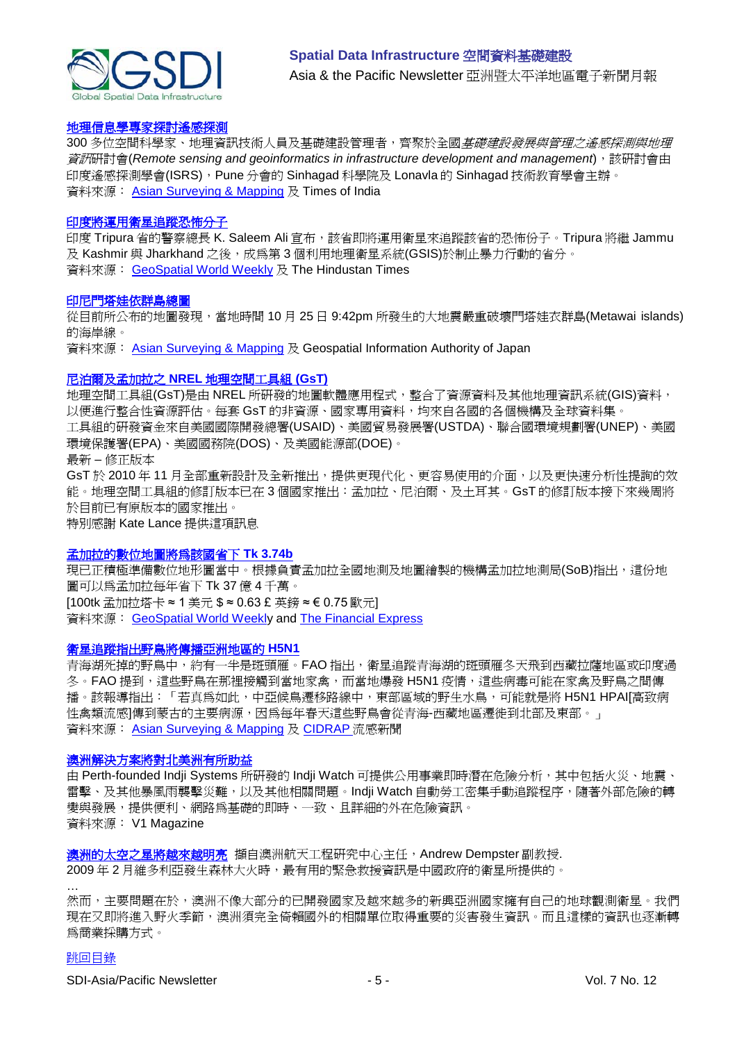### 地理信息學專家探討遙感探測

300 多位空間科學家、地理資訊技術人員及基礎建設管理者，齊聚於全國*基礎建設發展與管理之遙感探測與地理資訊*研討會(*Remote sensing and geoinformatics in infrastructure development and management*)，該研討會由印度遙感探測學會(ISRS)，Pune 分會的 Sinhagad 科學院及 Lonavla 的 Sinhagad 技術教育學會主辦。
資料來源： Asian Surveying & Mapping 及 Times of India

### 印度將運用衛星追蹤恐怖分子

印度 Tripura 省的警察總長 K. Saleem Ali 宣布，該省即將運用衛星來追蹤該省的恐怖份子。Tripura 將繼 Jammu 及 Kashmir 與 Jharkhand 之後，成為第 3 個利用地理衛星系統(GSIS)於制止暴力行動的省分。
資料來源： GeoSpatial World Weekly 及 The Hindustan Times

### 印尼門塔娃依群島總圖

從目前所公布的地圖發現，當地時間 10 月 25 日 9:42pm 所發生的大地震嚴重破壞門塔娃衣群島(Metawai islands)的海岸線。
資料來源： Asian Surveying & Mapping 及 Geospatial Information Authority of Japan

### 尼泊爾及孟加拉之 NREL 地理空間工具組 (GsT)

地理空間工具組(GsT)是由 NREL 所研發的地圖軟體應用程式，整合了資源資料及其他地理資訊系統(GIS)資料，以便進行整合性資源評估。每套 GsT 的非資源、國家專用資料，均來自各國的各個機構及全球資料集。
工具組的研發資金來自美國國際開發總署(USAID)、美國貿易發展署(USTDA)、聯合國環境規劃署(UNEP)、美國環境保護署(EPA)、美國國務院(DOS)、及美國能源部(DOE)。
最新 – 修正版本
GsT 於 2010 年 11 月全部重新設計及全新推出，提供更現代化、更容易使用的介面，以及更快速分析性提詢的效能。地理空間工具組的修訂版本已在 3 個國家推出：孟加拉、尼泊爾、及土耳其。GsT 的修訂版本接下來幾周將於目前已有原版本的國家推出。
特別感謝 Kate Lance 提供這項訊息

### 孟加拉的數位地圖將為該國省下 Tk 3.74b

現已正積極準備數位地形圖當中。根據負責孟加拉全國地測及地圖繪製的機構孟加拉地測局(SoB)指出，這份地圖可以為孟加拉每年省下 Tk 37 億 4 千萬。
[100tk 孟加拉塔卡 ≈ 1 美元 $ ≈ 0.63 £ 英鎊 ≈ € 0.75 歐元]
資料來源： GeoSpatial World Weekly and The Financial Express

### 衛星追蹤指出野鳥將傳播亞洲地區的 H5N1

青海湖死掉的野鳥中，約有一半是斑頭雁。FAO 指出，衛星追蹤青海湖的斑頭雁冬天飛到西藏拉薩地區或印度過冬。FAO 提到，這些野鳥在那裡接觸到當地家禽，而當地爆發 H5N1 疫情，這些病毒可能在家禽及野鳥之間傳播。該報導指出：「若真為如此，中亞候鳥遷移路線中，東部區域的野生水鳥，可能就是將 H5N1 HPAI[高致病性禽類流感]傳到蒙古的主要病源，因為每年春天這些野鳥會從青海-西藏地區遷徙到北部及東部。」
資料來源： Asian Surveying & Mapping 及 CIDRAP 流感新聞

### 澳洲解決方案將對北美洲有所助益

由 Perth-founded Indji Systems 所研發的 Indji Watch 可提供公用事業即時潛在危險分析，其中包括火災、地震、雷擊、及其他暴風雨襲擊災難，以及其他相關問題。Indji Watch 自動勞工密集手動追蹤程序，隨著外部危險的轉變與發展，提供便利、網路為基礎的即時、一致、且詳細的外在危險資訊。
資料來源： V1 Magazine

**澳洲的太空之星將越來越明亮** 摘自澳洲航天工程研究中心主任，Andrew Dempster 副教授.
2009 年 2 月維多利亞發生森林大火時，最有用的緊急救援資訊是中國政府的衛星所提供的。
…
然而，主要問題在於，澳洲不像大部分的已開發國家及越來越多的新興亞洲國家擁有自己的地球觀測衛星。我們現在又即將進入野火季節，澳洲須完全倚賴國外的相關單位取得重要的災害發生資訊。而且這樣的資訊也逐漸轉為商業採購方式。

跳回目錄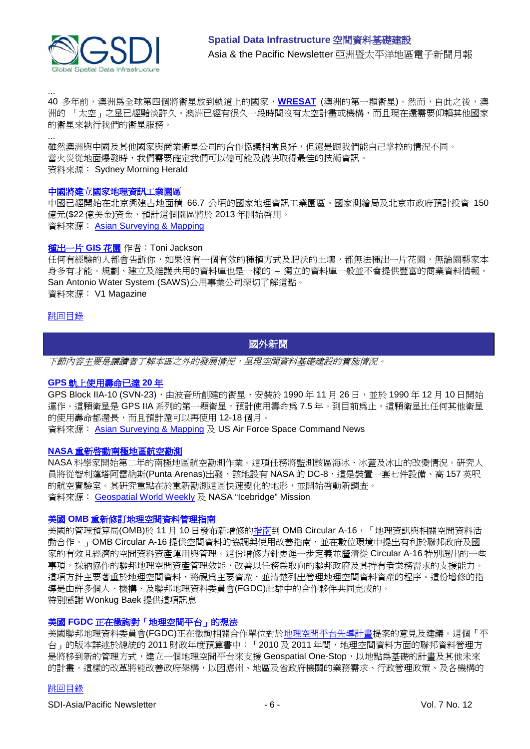...

40 多年前，澳洲為全球第四個將衛星放到軌道上的國家，**WRESAT** (澳洲的第一顆衛星)。然而，自此之後，澳洲的 「太空」之星已經黯淡許久。澳洲已經有很久一段時間沒有太空計畫或機構，而且現在還需要仰賴其他國家的衛星來執行我們的衛星服務。

...

雖然澳洲與中國及其他國家與商業衛星公司的合作協議相當良好，但還是跟我們能自己掌控的情況不同。當火災從地面爆發時，我們需要確定我們可以儘可能及儘快取得最佳的技術資訊。

資料來源： Sydney Morning Herald

### 中國將建立國家地理資訊工業園區

中國已經開始在北京興建占地面積 66.7 公頃的國家地理資訊工業園區。國家測繪局及北京市政府預計投資 150 億元($22 億美金)資金，預計這個園區將於 2013 年開始啓用。

資料來源： Asian Surveying & Mapping

### 種出一片 GIS 花園 作者：Toni Jackson

任何有經驗的人都會告訴你，如果沒有一個有效的種植方式及肥沃的土壤，都無法種出一片花園，無論園藝家本身多有才能。規劃、建立及維護共用的資料庫也是一樣的 – 獨立的資料庫一般並不會提供豐富的商業資料情報。San Antonio Water System (SAWS)公用事業公司深切了解這點。

資料來源： V1 Magazine

跳回目錄

## 國外新聞

*下節內容主要是讓讀者了解本區之外的發展情況，呈現空間資料基礎建設的實施情況。*

### GPS 軌上使用壽命已達 20 年

GPS Block IIA-10 (SVN-23)，由波音所創建的衛星，安裝於 1990 年 11 月 26 日，並於 1990 年 12 月 10 日開始運作。這顆衛星是 GPS IIA 系列的第一顆衛星，預計使用壽命為 7.5 年。到目前為止，這顆衛星比任何其他衛星的使用壽命都還長，而且預計還可以再使用 12-18 個月。

資料來源： Asian Surveying & Mapping 及 US Air Force Space Command News

### NASA 重新啓動南極地區航空勘測

NASA 科學家開始第二年的南極地區航空勘測作業。這項任務將監測該區海冰、冰蓋及冰山的改變情況。研究人員將從智利蓬塔阿雷納斯(Punta Arenas)出發，該地設有 NASA 的 DC-8，這是裝置一套七件設備、高 157 英呎的航空實驗室。其研究重點在於重新勘測這區快速變化的地形，並開始啓動新調查。

資料來源： Geospatial World Weekly 及 NASA "Icebridge" Mission

### 美國 OMB 重新修訂地理空間資料管理指南

美國的管理預算局(OMB)於 11 月 10 日發布新增修的指南到 OMB Circular A-16，「地理資訊與相關空間資料活動合作。」OMB Circular A-16 提供空間資料的協調與使用改善指南，並在數位環境中提出有利於聯邦政府及國家的有效且經濟的空間資料資產運用與管理。這份增修方針更進一步定義並釐清從 Circular A-16 特別選出的一些事項，採納協作的聯邦地理空間資產管理效能，改善以任務為取向的聯邦政府及其持有者業務需求的支援能力。這項方針主要著重於地理空間資料，將視為主要資產，並清楚列出管理地理空間資料資產的程序。這份增修的指導是由許多個人、機構、及聯邦地理資料委員會(FGDC)社群中的合作夥伴共同完成的。

特別感謝 Wonkug Baek 提供這項訊息

### 美國 FGDC 正在徵詢對「地理空間平台」的想法

美國聯邦地理資料委員會(FGDC)正在徵詢相關合作單位對於地理空間平台先導計畫提案的意見及建議。這個「平台」的版本詳述於總統的 2011 財政年度預算書中：「2010 及 2011 年間，地理空間資料方面的聯邦資料管理方是將移到新的管理方式，建立一個地理空間平台來支援 Geospatial One-Stop，以地點為基礎的計畫及其他未來的計畫。這樣的改革將能改善政府架構，以因應州、地區及省政府機關的業務需求、行政管理政策、及各機構的

跳回目錄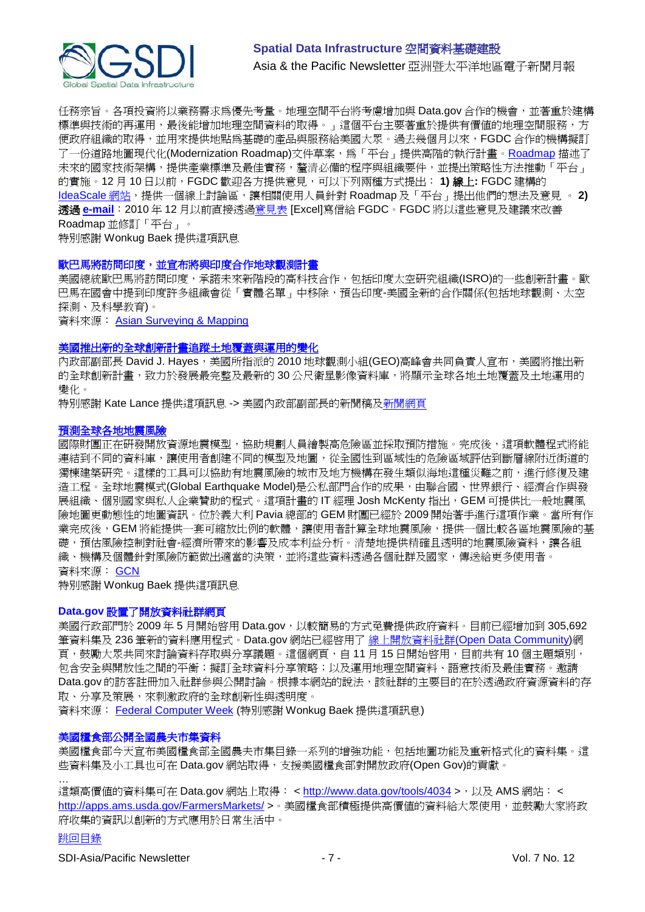任務宗旨。各項投資將以業務需求為優先考量。地理空間平台將考慮增加與 Data.gov 合作的機會，並著重於建構標準與技術的再運用，最後能增加地理空間資料的取得。」這個平台主要著重於提供有價值的地理空間服務，方便政府組織的取得，並用來提供地點為基礎的產品與服務給美國大眾。過去幾個月以來，FGDC 合作的機構擬訂了一份道路地圖現代化(Modernization Roadmap)文件草案，為「平台」提供高階的執行計畫。Roadmap 描述了未來的國家技術架構，提供產業標準及最佳實務，釐清必備的程序與組織要件，並提出策略性方法推動「平台」的實施。12 月 10 日以前，FGDC 歡迎各方提供意見，可以下列兩種方式提出： **1) 線上:** FGDC 建構的 IdeaScale 網站，提供一個線上討論區，讓相關使用人員針對 Roadmap 及「平台」提出他們的想法及意見 。 **2) 透過 e-mail**：2010 年 12 月以前直接透過意見表 [Excel]寫信給 FGDC。FGDC 將以這些意見及建議來改善 Roadmap 並修訂「平台」。

特別感謝 Wonkug Baek 提供這項訊息

### 歐巴馬將訪問印度，並宣布將與印度合作地球觀測計畫

美國總統歐巴馬將訪問印度，承諾未來新階段的高科技合作，包括印度太空研究組織(ISRO)的一些創新計畫。歐巴馬在國會中提到印度許多組織會從「實體名單」中移除，預告印度-美國全新的合作關係(包括地球觀測、太空探測、及科學教育)。

資料來源： Asian Surveying & Mapping

### 美國推出新的全球創新計畫追蹤土地覆蓋與運用的變化

內政部副部長 David J. Hayes，美國所指派的 2010 地球觀測小組(GEO)高峰會共同負責人宣布，美國將推出新的全球創新計畫，致力於發展最完整及最新的 30 公尺衛星影像資料庫，將顯示全球各地土地覆蓋及土地運用的變化。

特別感謝 Kate Lance 提供這項訊息 -> 美國內政部副部長的新聞稿及新聞網頁

### 預測全球各地地震風險

國際財團正在研發開放資源地震模型，協助規劃人員繪製高危險區並採取預防措施。完成後，這項軟體程式將能連結到不同的資料庫，讓使用者創建不同的模型及地圖，從全國性到區域性的危險區域評估到斷層線附近街道的獨棟建築研究。這樣的工具可以協助有地震風險的城市及地方機構在發生類似海地這種災難之前，進行修復及建造工程。全球地震模式(Global Earthquake Model)是公私部門合作的成果，由聯合國、世界銀行、經濟合作與發展組織、個別國家與私人企業贊助的程式。這項計畫的 IT 經理 Josh McKenty 指出，GEM 可提供比一般地震風險地圖更動態性的地圖資訊。位於義大利 Pavia 總部的 GEM 財團已經於 2009 開始著手進行這項作業。當所有作業完成後，GEM 將能提供一套可縮放比例的軟體，讓使用者計算全球地震風險，提供一個比較各區地震風險的基礎，預估風險控制對社會-經濟所帶來的影響及成本利益分析。清楚地提供精確且透明的地震風險資料，讓各組織、機構及個體針對風險防範做出適當的決策，並將這些資料透過各個社群及國家，傳送給更多使用者。

資料來源： GCN

特別感謝 Wonkug Baek 提供這項訊息

### Data.gov 設置了開放資料社群網頁

美國行政部門於 2009 年 5 月開始啟用 Data.gov，以較簡易的方式免費提供政府資料。目前已經增加到 305,692 筆資料集及 236 筆新的資料應用程式。Data.gov 網站已經啟用了 線上開放資料社群(Open Data Community)網頁，鼓勵大眾共同來討論資料存取與分享議題。這個網頁，自 11 月 15 日開始啟用，目前共有 10 個主題類別，包含安全與開放性之間的平衡：擬訂全球資料分享策略；以及運用地理空間資料、語意技術及最佳實務。邀請 Data.gov 的訪客註冊加入社群參與公開討論。根據本網站的說法，該社群的主要目的在於透過政府資源資料的存取、分享及策展，來刺激政府的全球創新性與透明度。

資料來源： Federal Computer Week (特別感謝 Wonkug Baek 提供這項訊息)

### 美國糧食部公開全國農夫市集資料

美國糧食部今天宣布美國糧食部全國農夫市集目錄一系列的增強功能，包括地圖功能及重新格式化的資料集。這些資料集及小工具也可在 Data.gov 網站取得，支援美國糧食部對開放政府(Open Gov)的貢獻。

…

這類高價值的資料集可在 Data.gov 網站上取得： < http://www.data.gov/tools/4034 >，以及 AMS 網站： < http://apps.ams.usda.gov/FarmersMarkets/ >。美國糧食部積極提供高價值的資料給大眾使用，並鼓勵大家將政府收集的資訊以創新的方式應用於日常生活中。

跳回目錄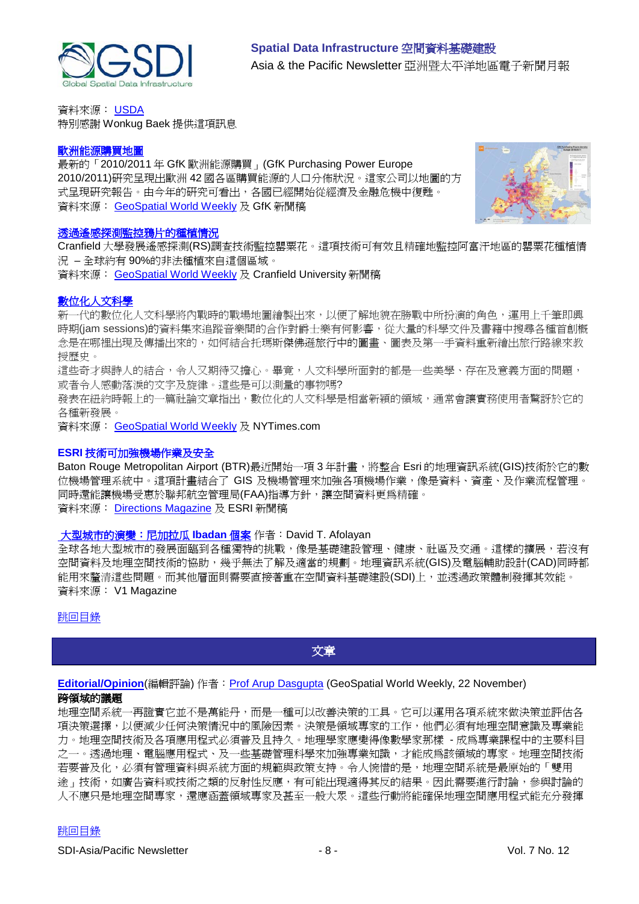資料來源： USDA
特別感謝 Wonkug Baek 提供這項訊息

**歐洲能源購買地圖**
最新的「2010/2011 年 GfK 歐洲能源購買」(GfK Purchasing Power Europe 2010/2011)研究呈現出歐洲 42 國各區購買能源的人口分佈狀況。這家公司以地圖的方式呈現研究報告。由今年的研究可看出，各國已經開始從經濟及金融危機中復甦。
資料來源： GeoSpatial World Weekly 及 GfK 新聞稿

**透過遙感探測監控鴉片的種植情況**
Cranfield 大學發展遙感探測(RS)調查技術監控罌粟花。這技術可有效且精確地監控阿富汗地區的罌粟花種植情況 – 全球約有 90%的非法種植來自這個區域。
資料來源： GeoSpatial World Weekly 及 Cranfield University 新聞稿

**數位化人文科學**
新一代的數位化人文科學將內戰時的戰場地圖繪製出來，以便了解地貌在勝戰中所扮演的角色，運用上千筆即興時期(jam sessions)的資料集來追蹤音樂間的合作對爵士樂有何影響，從大量的科學文件及書籍中搜尋各種首創概念是在哪裡出現及傳播出來的，如何結合托瑪斯傑佛遜旅行中的圖畫、圖表及第一手資料重新繪出旅行路線來教授歷史。
這些奇才與詩人的結合，令人又期待又擔心。畢竟，人文科學所面對的都是一些美學、存在及意義方面的問題，或者令人感動落淚的文字及旋律。這些是可以測量的事物嗎?
發表在紐約時報上的一篇社論文章指出，數位化的人文科學是相當新穎的領域，通常會讓實務使用者驚訝於它的各種新發展。
資料來源： GeoSpatial World Weekly 及 NYTimes.com

**ESRI 技術可加強機場作業及安全**
Baton Rouge Metropolitan Airport (BTR)最近開始一項 3 年計畫，將整合 Esri 的地理資訊系統(GIS)技術於它的數位機場管理系統中。這項計畫結合了 GIS 及機場管理來加強各項機場作業，像是資料、資產、及作業流程管理。同時還能讓機場受惠於聯邦航空管理局(FAA)指導方針，讓空間資料更為精確。
資料來源： Directions Magazine 及 ESRI 新聞稿

**大型城市的演變：尼加拉瓜 Ibadan 個案** 作者：David T. Afolayan
全球各地大型城市的發展面臨到各種獨特的挑戰，像是基礎建設管理、健康、社區及交通。這樣的擴展，若沒有空間資料及地理空間技術的協助，幾乎無法了解及適當的規劃。地理資訊系統(GIS)及電腦輔助設計(CAD)同時都能用來釐清這些問題。而其他層面則需要直接著重在空間資料基礎建設(SDI)上，並透過政策體制發揮其效能。
資料來源： V1 Magazine

跳回目錄

## 文章

**Editorial/Opinion**(編輯評論) 作者：Prof Arup Dasgupta (GeoSpatial World Weekly, 22 November)

**跨領域的議題**

地理空間系統一再證實它並不是萬能丹，而是一種可以改善決策的工具。它可以運用各項系統來做決策並評估各項決策選擇，以便減少任何決策情況中的風險因素。決策是領域專家的工作，他們必須有地理空間意識及專業能力。地理空間技術及各項應用程式必須普及且持久。地理學家應變得像數學家那樣 - 成為專業課程中的主要科目之一。透過地理、電腦應用程式、及一些基礎管理科學來加強專業知識，才能成為該領域的專家。地理空間技術若要普及化，必須有管理資料與系統方面的規範與政策支持。令人惋惜的是，地理空間系統是最原始的「雙用途」技術，如廣告資料或技術之類的反射性反應，有可能出現適得其反的結果。因此需要進行討論，參與討論的人不應只是地理空間專家，還應涵蓋領域專家及甚至一般大眾。這些行動將能確保地理空間應用程式能充分發揮

跳回目錄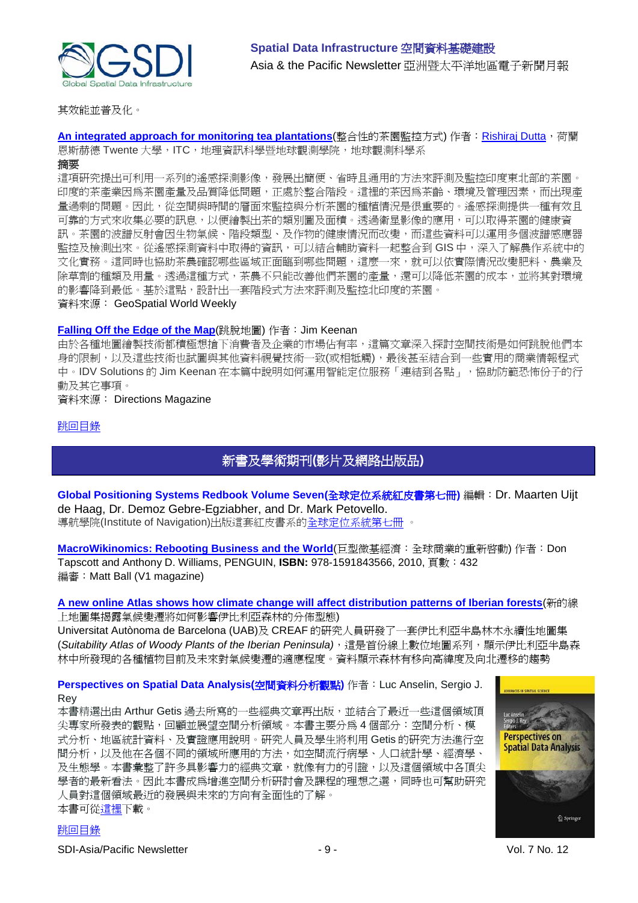其效能並普及化。

**An integrated approach for monitoring tea plantations**(整合性的茶園監控方式) 作者：Rishiraj Dutta，荷蘭恩斯赫德 Twente 大學，ITC，地理資訊科學暨地球觀測學院，地球觀測科學系

**摘要**

這項研究提出可利用一系列的遙感探測影像，發展出簡便、省時且通用的方法來評測及監控印度東北部的茶園。印度的茶產業因爲茶園產量及品質降低問題，正處於整合階段。這裡的茶因爲茶齡、環境及管理因素，而出現產量過剩的問題。因此，從空間與時間的層面來監控與分析茶園的種植情況是很重要的。遙感探測提供一種有效且可靠的方式來收集必要的訊息，以便繪製出茶的類別圖及面積。透過衛星影像的應用，可以取得茶園的健康資訊。茶園的波譜反射會因生物氣候、階段類型、及作物的健康情況而改變，而這些資料可以運用多個波譜感應器監控及檢測出來。從遙感探測資料中取得的資訊，可以結合輔助資料一起整合到 GIS 中，深入了解農作系統中的文化實務。這同時也協助茶農確認哪些區域正面臨到哪些問題，這麼一來，就可以依實際情況改變肥料、農業及除草劑的種類及用量。透過這種方式，茶農不只能改善他們茶園的產量，還可以降低茶園的成本，並將其對環境的影響降到最低。基於這點，設計出一套階段式方法來評測及監控北印度的茶園。

資料來源： GeoSpatial World Weekly

**Falling Off the Edge of the Map**(跳脫地圖) 作者：Jim Keenan

由於各種地圖繪製技術都積極想搶下消費者及企業的市場佔有率，這篇文章深入探討空間技術是如何跳脫他們本身的限制，以及這些技術也試圖與其他資料視覺技術一致(或相牴觸)，最後甚至結合到一些實用的商業情報程式中。IDV Solutions 的 Jim Keenan 在本篇中說明如何運用智能定位服務「連結到各點」，協助防範恐怖份子的行動及其它事項。

資料來源： Directions Magazine

跳回目錄

## 新書及學術期刊(影片及網路出版品)

**Global Positioning Systems Redbook Volume Seven(全球定位系統紅皮書第七冊)** 編輯：Dr. Maarten Uijt de Haag, Dr. Demoz Gebre-Egziabher, and Dr. Mark Petovello.

導航學院(Institute of Navigation)出版這套紅皮書系的全球定位系統第七冊 。

**MacroWikinomics: Rebooting Business and the World**(巨型微基經濟：全球商業的重新啟動) 作者：Don Tapscott and Anthony D. Williams, PENGUIN, **ISBN:** 978-1591843566, 2010, 頁數：432

編審：Matt Ball (V1 magazine)

**A new online Atlas shows how climate change will affect distribution patterns of Iberian forests**(新的線上地圖集揭露氣候變遷將如何影響伊比利亞森林的分佈型態)

Universitat Autònoma de Barcelona (UAB)及 CREAF 的研究人員研發了一套伊比利亞半島林木永續性地圖集(*Suitability Atlas of Woody Plants of the Iberian Peninsula*)，這是首份線上數位地圖系列，顯示伊比利亞半島森林中所發現的各種植物目前及未來對氣候變遷的適應程度。資料顯示森林有移向高緯度及向北遷移的趨勢

**Perspectives on Spatial Data Analysis(空間資料分析觀點)** 作者：Luc Anselin, Sergio J. Rey

本書精選出由 Arthur Getis 過去所寫的一些經典文章再出版，並結合了最近一些這個領域頂尖專家所發表的觀點，回顧並展望空間分析領域。本書主要分爲 4 個部分：空間分析、模式分析、地區統計資料、及實證應用說明。研究人員及學生將利用 Getis 的研究方法進行空間分析，以及他在各個不同的領域所應用的方法，如空間流行病學、人口統計學、經濟學、及生態學。本書彙整了許多具影響力的經典文章，就像有力的引證，以及這個領域中各頂尖學者的最新看法。因此本書成爲增進空間分析研討會及課程的理想之選，同時也可幫助研究人員對這個領域最近的發展與未來的方向有全面性的了解。

本書可從這裡下載。

跳回目錄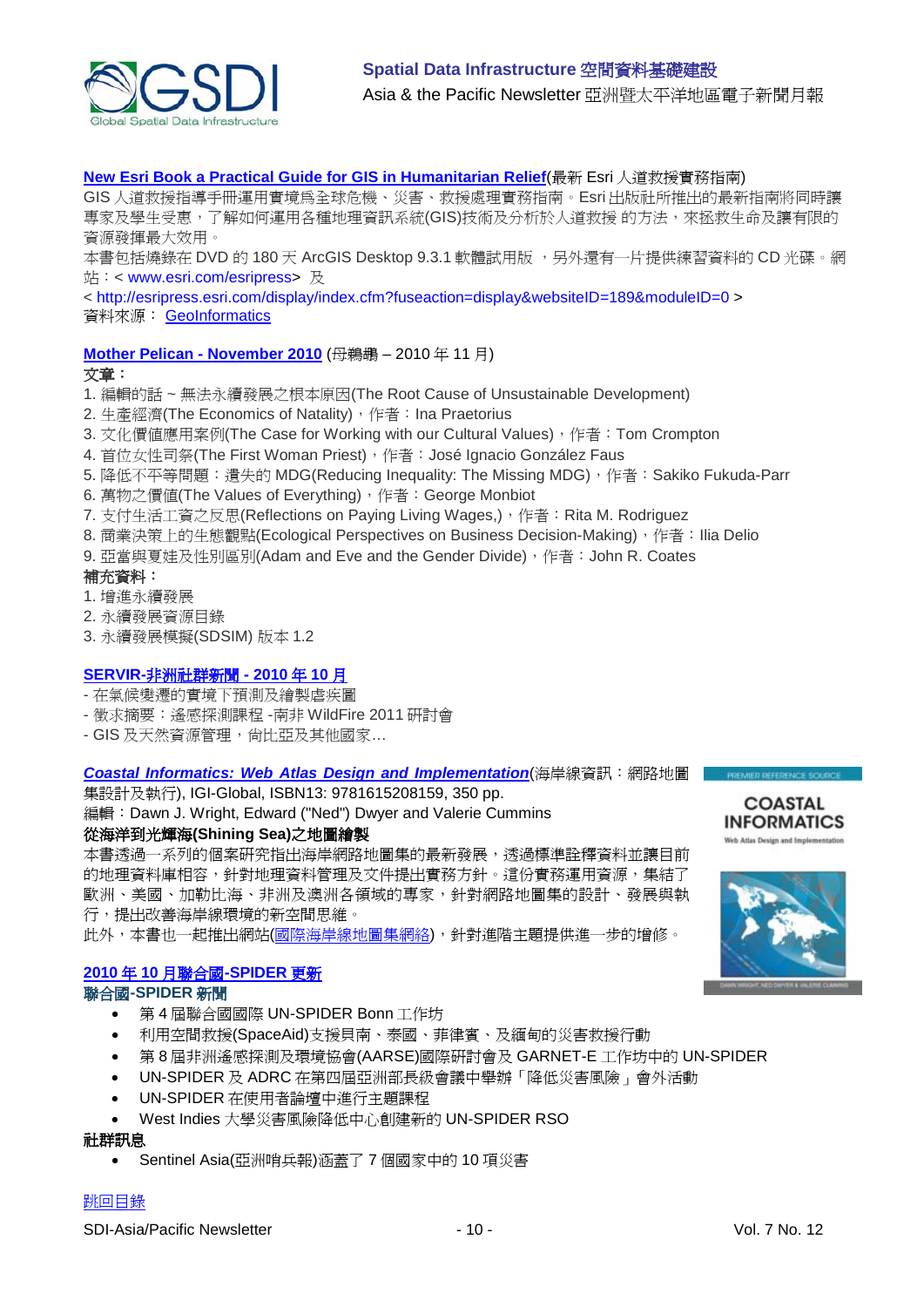**New Esri Book a Practical Guide for GIS in Humanitarian Relief**(最新 Esri 人道救援實務指南)
GIS 人道救援指導手冊運用實境爲全球危機、災害、救援處理實務指南。Esri 出版社所推出的最新指南將同時讓專家及學生受惠，了解如何運用各種地理資訊系統(GIS)技術及分析於人道救援 的方法，來拯救生命及讓有限的資源發揮最大效用。
本書包括燒錄在 DVD 的 180 天 ArcGIS Desktop 9.3.1 軟體試用版 ，另外還有一片提供練習資料的 CD 光碟。網站：< www.esri.com/esripress> 及
< http://esripress.esri.com/display/index.cfm?fuseaction=display&websiteID=189&moduleID=0 >
資料來源： GeoInformatics

**Mother Pelican - November 2010** (母鵜鶘 – 2010 年 11 月)
**文章：**
1. 編輯的話 ~ 無法永續發展之根本原因(The Root Cause of Unsustainable Development)
2. 生產經濟(The Economics of Natality)，作者：Ina Praetorius
3. 文化價值應用案例(The Case for Working with our Cultural Values)，作者：Tom Crompton
4. 首位女性司祭(The First Woman Priest)，作者：José Ignacio González Faus
5. 降低不平等問題：遺失的 MDG(Reducing Inequality: The Missing MDG)，作者：Sakiko Fukuda-Parr
6. 萬物之價值(The Values of Everything)，作者：George Monbiot
7. 支付生活工資之反思(Reflections on Paying Living Wages,)，作者：Rita M. Rodriguez
8. 商業決策上的生態觀點(Ecological Perspectives on Business Decision-Making)，作者：Ilia Delio
9. 亞當與夏娃及性別區別(Adam and Eve and the Gender Divide)，作者：John R. Coates

**補充資料：**
1. 增進永續發展
2. 永續發展資源目錄
3. 永續發展模擬(SDSIM) 版本 1.2

**SERVIR-非洲社群新聞 - 2010 年 10 月**
- 在氣候變遷的實境下預測及繪製虐疾圖
- 徵求摘要：遙感探測課程 -南非 WildFire 2011 研討會
- GIS 及天然資源管理，尚比亞及其他國家…

***Coastal Informatics: Web Atlas Design and Implementation***(海岸線資訊：網路地圖集設計及執行), IGI-Global, ISBN13: 9781615208159, 350 pp.
編輯：Dawn J. Wright, Edward ("Ned") Dwyer and Valerie Cummins
**從海洋到光輝海(Shining Sea)之地圖繪製**
本書透過一系列的個案研究指出海岸網路地圖集的最新發展，透過標準詮釋資料並讓目前的地理資料庫相容，針對地理資料管理及文件提出實務方針。這份實務運用資源，集結了歐洲、美國、加勒比海、非洲及澳洲各領域的專家，針對網路地圖集的設計、發展與執行，提出改善海岸線環境的新空間思維。
此外，本書也一起推出網站(國際海岸線地圖集網絡)，針對進階主題提供進一步的增修。

**2010 年 10 月聯合國-SPIDER 更新**
**聯合國-SPIDER 新聞**
- 第 4 屆聯合國國際 UN-SPIDER Bonn 工作坊
- 利用空間救援(SpaceAid)支援貝南、泰國、菲律賓、及緬甸的災害救援行動
- 第 8 屆非洲遙感探測及環境協會(AARSE)國際研討會及 GARNET-E 工作坊中的 UN-SPIDER
- UN-SPIDER 及 ADRC 在第四屆亞洲部長級會議中舉辦「降低災害風險」會外活動
- UN-SPIDER 在使用者論壇中進行主題課程
- West Indies 大學災害風險降低中心創建新的 UN-SPIDER RSO

**社群訊息**
- Sentinel Asia(亞洲哨兵報)涵蓋了 7 個國家中的 10 項災害

跳回目錄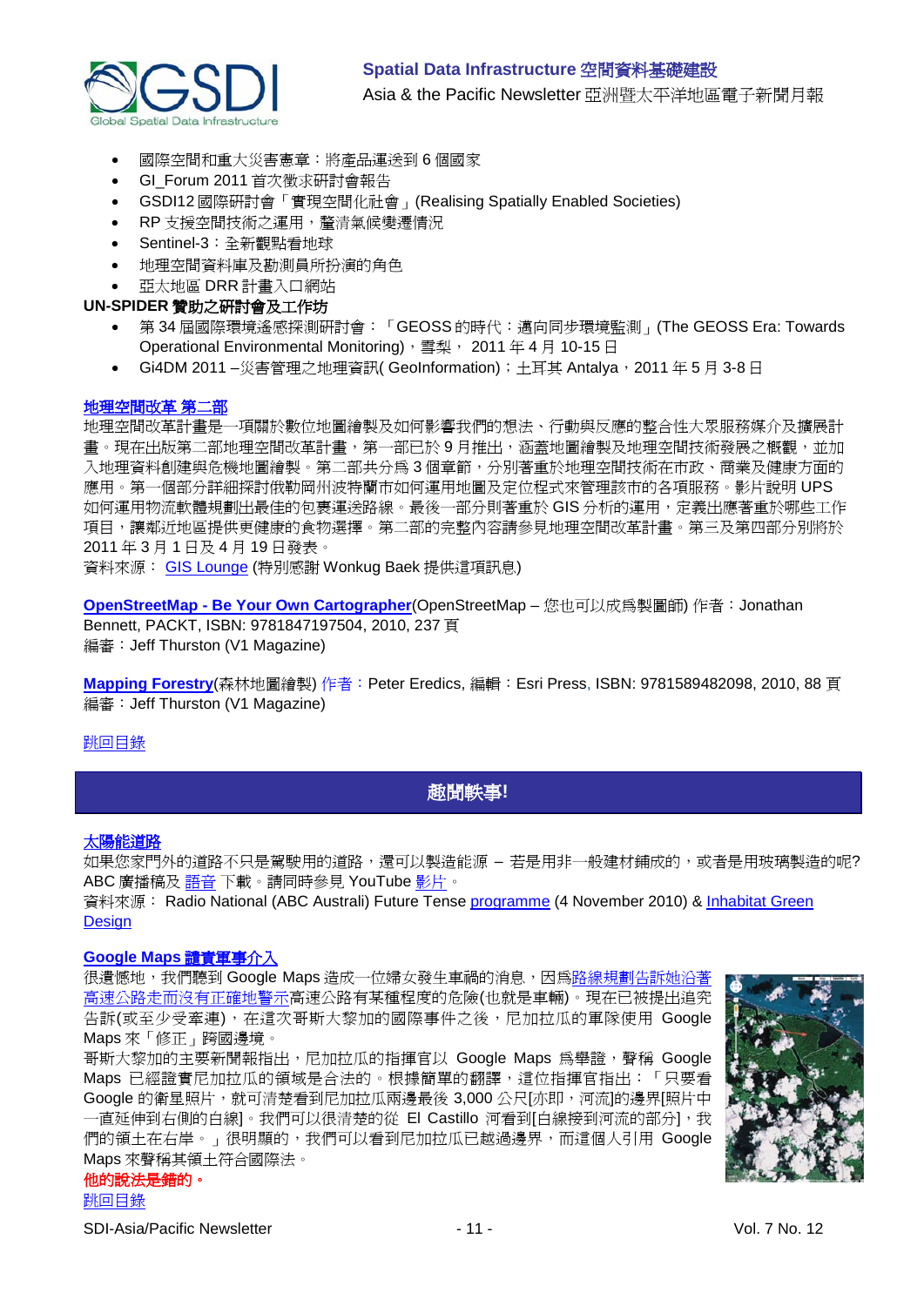- 國際空間和重大災害憲章：將產品運送到 6 個國家
- GI_Forum 2011 首次徵求研討會報告
- GSDI12 國際研討會「實現空間化社會」(Realising Spatially Enabled Societies)
- RP 支援空間技術之運用，釐清氣候變遷情況
- Sentinel-3：全新觀點看地球
- 地理空間資料庫及勘測員所扮演的角色
- 亞太地區 DRR 計畫入口網站

**UN-SPIDER 贊助之研討會及工作坊**

- 第 34 屆國際環境遙感探測研討會：「GEOSS 的時代：邁向同步環境監測」(The GEOSS Era: Towards Operational Environmental Monitoring)，雪梨， 2011 年 4 月 10-15 日
- Gi4DM 2011 –災害管理之地理資訊( GeoInformation)；土耳其 Antalya，2011 年 5 月 3-8 日

**地理空間改革 第二部**

地理空間改革計畫是一項關於數位地圖繪製及如何影響我們的想法、行動與反應的整合性大眾服務媒介及擴展計畫。現在出版第二部地理空間改革計畫，第一部已於 9 月推出，涵蓋地圖繪製及地理空間技術發展之概觀，並加入地理資料創建與危機地圖繪製。第二部共分為 3 個章節，分別著重於地理空間技術在市政、商業及健康方面的應用。第一個部分詳細探討俄勒岡州波特蘭市如何運用地圖及定位程式來管理該市的各項服務。影片說明 UPS 如何運用物流軟體規劃出最佳的包裹運送路線。最後一部分則著重於 GIS 分析的運用，定義出應著重於哪些工作項目，讓鄰近地區提供更健康的食物選擇。第二部的完整內容請參見地理空間改革計畫。第三及第四部分別將於 2011 年 3 月 1 日及 4 月 19 日發表。

資料來源： GIS Lounge (特別感謝 Wonkug Baek 提供這項訊息)

**OpenStreetMap - Be Your Own Cartographer**(OpenStreetMap – 您也可以成為製圖師) 作者：Jonathan Bennett, PACKT, ISBN: 9781847197504, 2010, 237 頁

編審：Jeff Thurston (V1 Magazine)

**Mapping Forestry**(森林地圖繪製) 作者：Peter Eredics, 編輯：Esri Press, ISBN: 9781589482098, 2010, 88 頁

編審：Jeff Thurston (V1 Magazine)

跳回目錄

## 趣聞軼事!

**太陽能道路**

如果您家門外的道路不只是駕駛用的道路，還可以製造能源 – 若是用非一般建材鋪成的，或者是用玻璃製造的呢? ABC 廣播稿及 語音 下載。請同時參見 YouTube 影片 。

資料來源： Radio National (ABC Australi) Future Tense programme (4 November 2010) & Inhabitat Green Design

**Google Maps 讀賣軍事介入**

很遺憾地，我們聽到 Google Maps 造成一位婦女發生車禍的消息，因為路線規劃告訴她沿著高速公路走而沒有正確地警示高速公路有某種程度的危險(也就是車輛)。現在已被提出追究告訴(或至少受牽連)，在這次哥斯大黎加的國際事件之後，尼加拉瓜的軍隊使用 Google Maps 來「修正」跨國邊境。

哥斯大黎加的主要新聞報指出，尼加拉瓜的指揮官以 Google Maps 為舉證，聲稱 Google Maps 已經證實尼加拉瓜的領域是合法的。根據簡單的翻譯，這位指揮官指出：「只要看 Google 的衛星照片，就可清楚看到尼加拉瓜兩邊最後 3,000 公尺[亦即，河流]的邊界[照片中一直延伸到右側的白線]。我們可以很清楚的從 El Castillo 河看到[白線接到河流的部分]，我們的領土在右岸。」很明顯的，我們可以看到尼加拉瓜已越過邊界，而這個人引用 Google Maps 來聲稱其領土符合國際法。

**他的說法是錯的。**

跳回目錄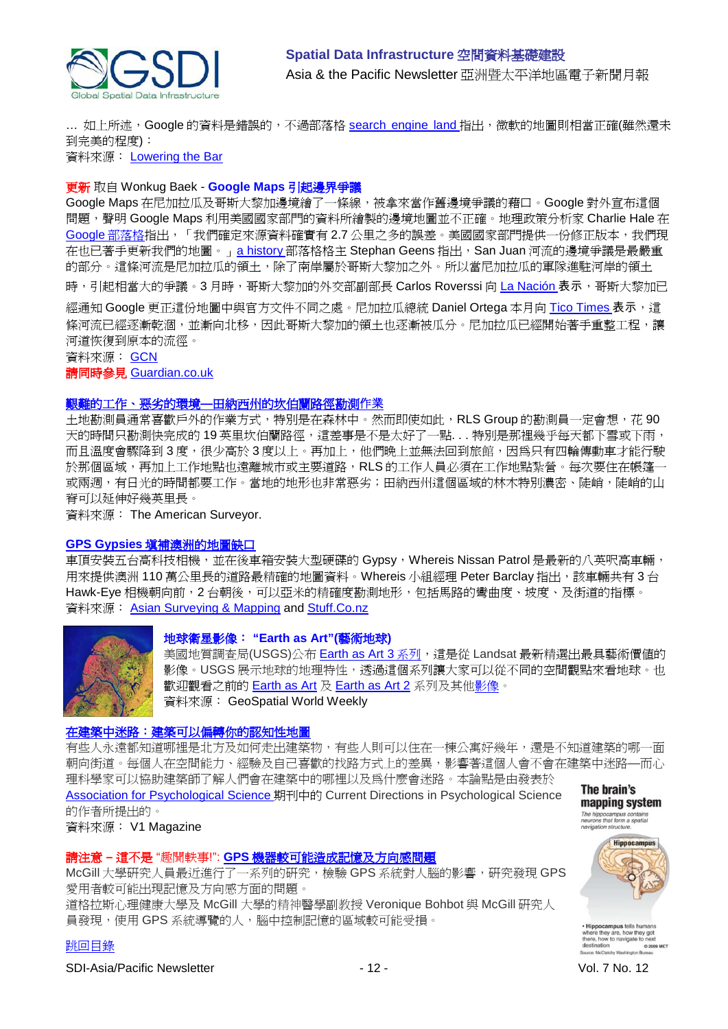… 如上所述，Google 的資料是錯誤的，不過部落格 search engine land 指出，微軟的地圖則相當正確(雖然還未到完美的程度)：
資料來源： Lowering the Bar

**更新** 取自 Wonkug Baek - **Google Maps 引起邊界爭議**
Google Maps 在尼加拉瓜及哥斯大黎加邊境繪了一條線，被拿來當作舊邊境爭議的藉口。Google 對外宣布這個問題，聲明 Google Maps 利用美國國家部門的資料所繪製的邊境地圖並不正確。地理政策分析家 Charlie Hale 在 Google 部落格指出，「我們確定來源資料確實有 2.7 公里之多的誤差。美國國家部門提供一份修正版本，我們現在也已著手更新我們的地圖。」a history 部落格格主 Stephan Geens 指出，San Juan 河流的邊境爭議是最嚴重的部分。這條河流是尼加拉瓜的領土，除了南岸屬於哥斯大黎加之外。所以當尼加拉瓜的軍隊進駐河岸的領土時，引起相當大的爭議。3 月時，哥斯大黎加的外交部副部長 Carlos Roverssi 向 La Nación 表示，哥斯大黎加已經通知 Google 更正這份地圖中與官方文件不同之處。尼加拉瓜總統 Daniel Ortega 本月向 Tico Times 表示，這條河流已經逐漸乾涸，並漸向北移，因此哥斯大黎加的領土也逐漸被瓜分。尼加拉瓜已經開始著手重整工程，讓河道恢復到原本的流徑。
資料來源： GCN
**請同時參見** Guardian.co.uk

**艱難的工作、惡劣的環境—田納西州的坎伯蘭路徑勘測作業**
土地勘測員通常喜歡戶外的作業方式，特別是在森林中。然而即使如此，RLS Group 的勘測員一定會想，花 90 天的時間只勘測快完成的 19 英里坎伯蘭路徑，這差事是不是太好了一點. . . 特別是那裡幾乎每天都下雪或下雨，而且溫度會驟降到 3 度，很少高於 3 度以上。再加上，他們晚上並無法回到旅館，因為只有四輪傳動車才能行駛於那個區域，再加上工作地點也遠離城市或主要道路，RLS 的工作人員必須在工作地點紮營。每次要住在帳篷一或兩週，有日光的時間都要工作。當地的地形也非常惡劣；田納西州這個區域的林木特別濃密、陡峭，陡峭的山脊可以延伸好幾英里長。
資料來源： The American Surveyor.

**GPS Gypsies 填補澳洲的地圖缺口**
車頂安裝五台高科技相機，並在後車箱安裝大型硬碟的 Gypsy，Whereis Nissan Patrol 是最新的八英呎高車輛，用來提供澳洲 110 萬公里長的道路最精確的地圖資料。Whereis 小組經理 Peter Barclay 指出，該車輛共有 3 台 Hawk-Eye 相機朝向前，2 台朝後，可以亞米的精確度勘測地形，包括馬路的彎曲度、坡度、及街道的指標。
資料來源： Asian Surveying & Mapping and Stuff.Co.nz

**地球衛星影像： "Earth as Art"(藝術地球)**
美國地質調查局(USGS)公布 Earth as Art 3 系列，這是從 Landsat 最新精選出最具藝術價值的影像。USGS 展示地球的地理特性，透過這個系列讓大家可以從不同的空間觀點來看地球。也歡迎觀看之前的 Earth as Art 及 Earth as Art 2 系列及其他影像。
資料來源： GeoSpatial World Weekly

**在建築中迷路：建築可以偏轉你的認知性地圖**
有些人永遠都知道哪裡是北方及如何走出建築物，有些人則可以住在一棟公寓好幾年，還是不知道建築的哪一面朝向街道。每個人在空間能力、經驗及自己喜歡的找路方式上的差異，影響著這個人會不會在建築中迷路—而心理科學家可以協助建築師了解人們會在建築中的哪裡以及為什麼會迷路。本論點是由發表於 Association for Psychological Science 期刊中的 Current Directions in Psychological Science 的作者所提出的。
資料來源： V1 Magazine

**請注意 – 這不是 "趣聞軼事!": GPS 機器較可能造成記憶及方向感問題**
McGill 大學研究人員最近進行了一系列的研究，檢驗 GPS 系統對人腦的影響，研究發現 GPS 愛用者較可能出現記憶及方向感方面的問題。
道格拉斯心理健康大學及 McGill 大學的精神醫學副教授 Veronique Bohbot 與 McGill 研究人員發現，使用 GPS 系統導覽的人，腦中控制記憶的區域較可能受損。

跳回目錄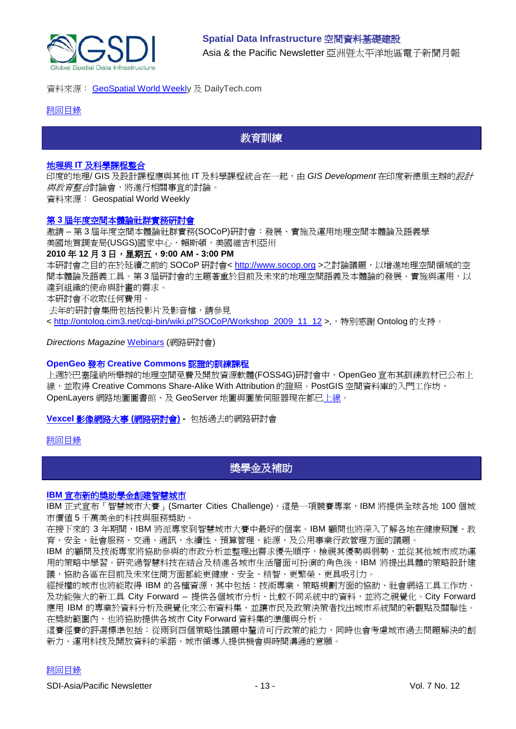資料來源： GeoSpatial World Weekly 及 DailyTech.com

跳回目錄

## 教育訓練

**地理與 IT 及科學課程整合**

印度的地理/ GIS 及設計課程應與其他 IT 及科學課程統合在一起，由 *GIS Development* 在印度新德里主辦的*設計與教育整合*討論會，將進行相關事宜的討論。

資料來源： Geospatial World Weekly

**第 3 屆年度空間本體論社群實務研討會**

邀請 – 第 3 屆年度空間本體論社群實務(SOCoP)研討會：發展、實施及運用地理空間本體論及語義學

美國地質調查局(USGS)國家中心，賴斯頓，美國維吉利亞州

**2010 年 12 月 3 日，星期五，9:00 AM - 3:00 PM**

本研討會之目的在於延續之前的 SOCoP 研討會< http://www.socop.org >之討論議題，以增進地理空間領域的空間本體論及語義工具。第 3 屆研討會的主題著重於目前及未來的地理空間語義及本體論的發展、實施與運用，以達到組織的使命與計畫的需求。

本研討會不收取任何費用。

去年的研討會集冊包括投影片及影音檔，請參見

< http://ontolog.cim3.net/cgi-bin/wiki.pl?SOCoP/Workshop_2009_11_12 >,，特別感謝 Ontolog 的支持。

*Directions Magazine* Webinars (網路研討會)

**OpenGeo 發布 Creative Commons 認證的訓練課程**

上週於巴塞隆納所舉辦的地理空間免費及開放資源軟體(FOSS4G)研討會中，OpenGeo 宣布其訓練教材已公布上線，並取得 Creative Commons Share-Alike With Attribution 的證照。PostGIS 空間資料庫的入門工作坊，OpenLayers 網路地圖圖書館、及 GeoServer 地圖與圖徵伺服器現在都已上線。

**Vexcel 影像網路大事 (網路研討會) -** 包括過去的網路研討會

跳回目錄

## 獎學金及補助

**IBM 宣布新的獎助學金創建智慧城市**

IBM 正式宣布「智慧城市大賽」(Smarter Cities Challenge)，這是一項競賽專案，IBM 將提供全球各地 100 個城市價值 5 千萬美金的科技與服務獎助。

在接下來的 3 年期間，IBM 將派專家到智慧城市大賽中最好的個案。IBM 顧問也將深入了解各地在健康照護、教育、安全、社會服務、交通、通訊、永續性、預算管理、能源、及公用事業行政管理方面的議題。

IBM 的顧問及技術專家將協助參與的市政分析並整理出需求優先順序，檢視其優勢與弱勢，並從其他城市成功運用的策略中學習。研究過智慧科技在結合及精進各城市生活層面可扮演的角色後，IBM 將提出具體的策略設計建議，協助各區在目前及未來住商方面都能更健康、安全、精智、更繁榮、更具吸引力。

經授權的城市也將能取得 IBM 的各種資源，其中包括：技術專業、策略規劃方面的協助、社會網路工具工作坊、及功能強大的新工具 City Forward – 提供各個城市分析、比較不同系統中的資料，並將之視覺化。City Forward 應用 IBM 的專業於資料分析及視覺化來公布資料集，並讓市民及政策決策者找出城市系統間的新觀點及關聯性。在獎助範圍內，也將協助提供各城市 City Forward 資料集的準備與分析。

這賽徑賽的評選標準包括：從兩到四個策略性議題中釐清可行政策的能力，同時也會考慮城市過去問題解決的創新力、運用科技及開放資料的承諾、城市領導人提供機會與時間溝通的意願。

跳回目錄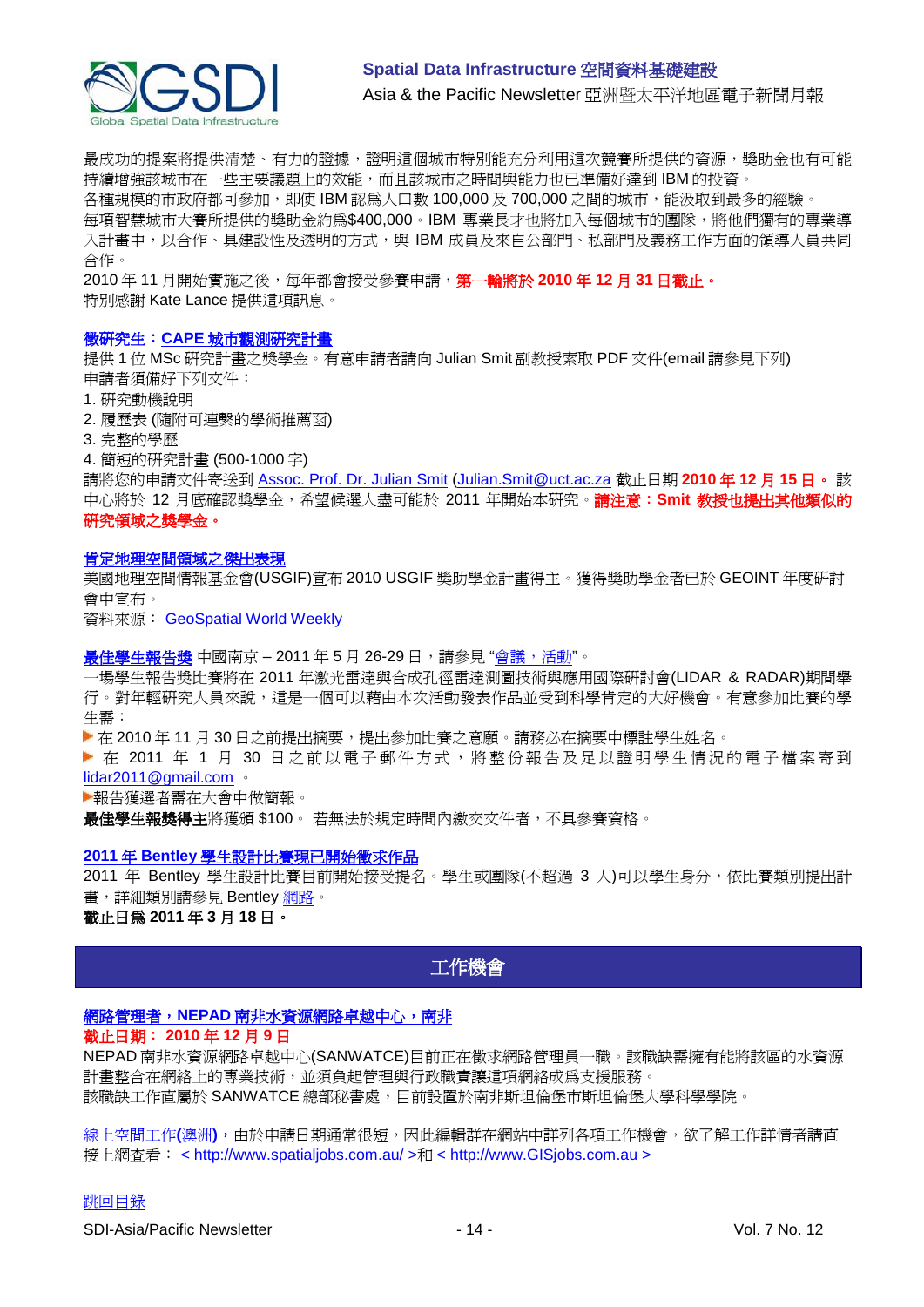最成功的提案將提供清楚、有力的證據，證明這個城市特別能充分利用這次競賽所提供的資源，獎助金也有可能持續增強該城市在一些主要議題上的效能，而且該城市之時間與能力也已準備好達到 IBM 的投資。

各種規模的市政府都可參加，即使 IBM 認爲人口數 100,000 及 700,000 之間的城市，能汲取到最多的經驗。

每項智慧城市大賽所提供的獎助金約爲$400,000。IBM 專業長才也將加入每個城市的團隊，將他們獨有的專業導入計畫中，以合作、具建設性及透明的方式，與 IBM 成員及來自公部門、私部門及義務工作方面的領導人員共同合作。

2010 年 11 月開始實施之後，每年都會接受參賽申請，**第一輪將於 2010 年 12 月 31 日截止。**

特別感謝 Kate Lance 提供這項訊息。

### 徵研究生：CAPE 城市觀測研究計畫

提供 1 位 MSc 研究計畫之獎學金。有意申請者請向 Julian Smit 副教授索取 PDF 文件(email 請參見下列)

申請者須備好下列文件：

1. 研究動機說明
2. 履歷表 (隨附可連繫的學術推薦函)
3. 完整的學歷
4. 簡短的研究計畫 (500-1000 字)

請將您的申請文件寄送到 Assoc. Prof. Dr. Julian Smit (Julian.Smit@uct.ac.za 截止日期 **2010 年 12 月 15 日。** 該中心將於 12 月底確認獎學金，希望候選人盡可能於 2011 年開始本研究。**請注意：Smit 教授也提出其他類似的研究領域之獎學金。**

### 肯定地理空間領域之傑出表現

美國地理空間情報基金會(USGIF)宣布 2010 USGIF 獎助學金計畫得主。獲得獎助學金者已於 GEOINT 年度研討會中宣布。

資料來源：GeoSpatial World Weekly

### 最佳學生報告獎 

中國南京 – 2011 年 5 月 26-29 日，請參見 "會議，活動"。

一場學生報告獎比賽將在 2011 年激光雷達與合成孔徑雷達測圖技術與應用國際研討會(LIDAR & RADAR)期間舉行。對年輕研究人員來說，這是一個可以藉由本次活動發表作品並受到科學肯定的大好機會。有意參加比賽的學生需：

- 在 2010 年 11 月 30 日之前提出摘要，提出參加比賽之意願。請務必在摘要中標註學生姓名。
- 在 2011 年 1 月 30 日之前以電子郵件方式，將整份報告及足以證明學生情況的電子檔案寄到 lidar2011@gmail.com 。
- 報告獲選者需在大會中做簡報。

**最佳學生報獎得主**將獲頒 $100。 若無法於規定時間內繳交文件者，不具參賽資格。

### 2011 年 Bentley 學生設計比賽現已開始徵求作品

2011 年 Bentley 學生設計比賽目前開始接受提名。學生或團隊(不超過 3 人)可以學生身分，依比賽類別提出計畫，詳細類別請參見 Bentley 網路。

**截止日爲 2011 年 3 月 18 日。**

## 工作機會

### 網路管理者，NEPAD 南非水資源網路卓越中心，南非

**截止日期： 2010 年 12 月 9 日**

NEPAD 南非水資源卓越中心(SANWATCE)目前正在徵求網路管理員一職。該職缺需擁有能將該區的水資源計畫整合在網絡上的專業技術，並須負起管理與行政職責讓這項網絡成爲支援服務。

該職缺工作直屬於 SANWATCE 總部秘書處，目前設置於南非斯坦倫堡市斯坦倫堡大學科學學院。

線上空間工作(澳洲)，由於申請日期通常很短，因此編輯群在網站中詳列各項工作機會，欲了解工作詳情者請直接上網查看： < http://www.spatialjobs.com.au/ >和 < http://www.GISjobs.com.au >

跳回目錄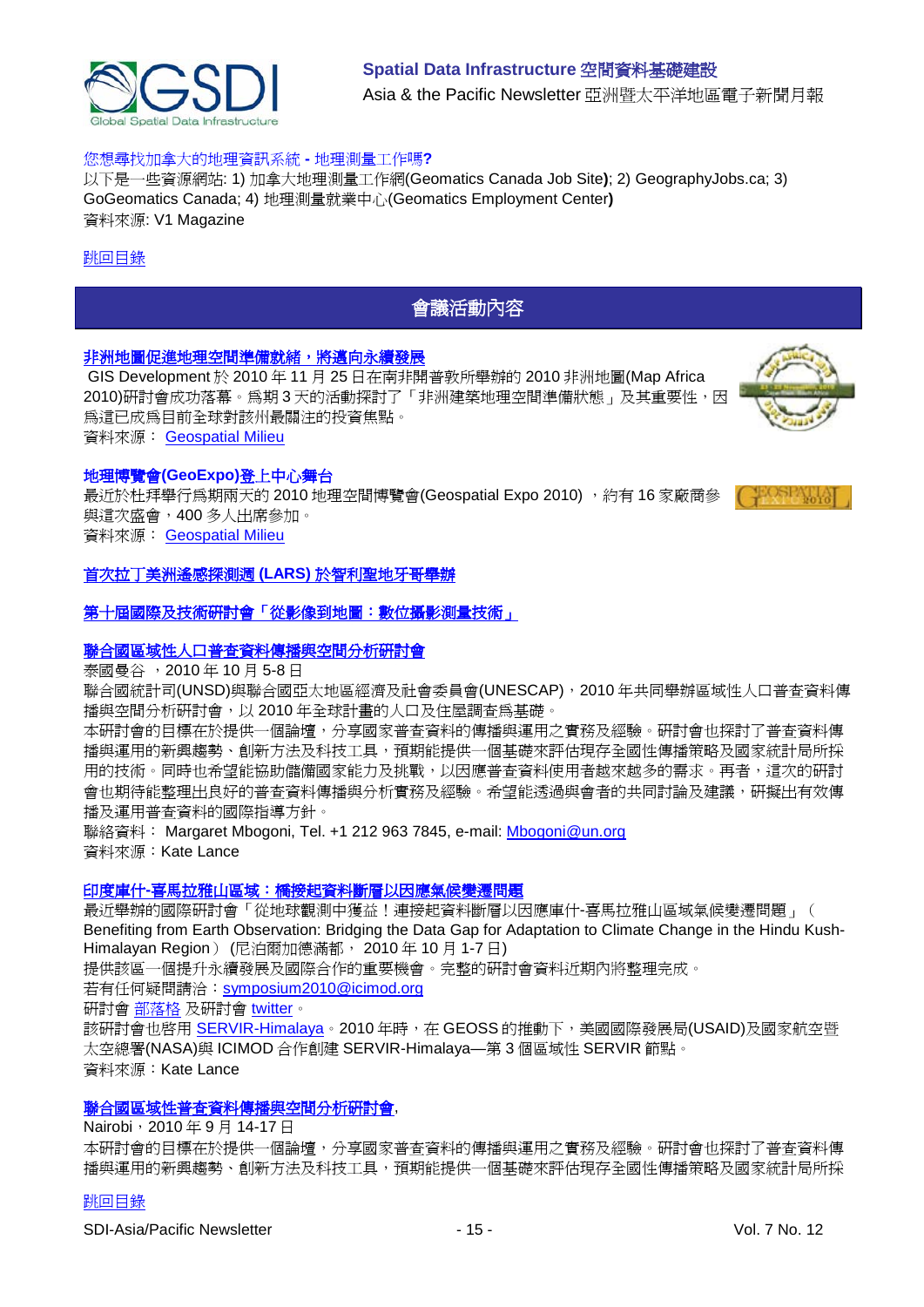[您想尋找加拿大的地理資訊系統 - 地理測量工作嗎?](#)

以下是一些資源網站: 1) 加拿大地理測量工作網(Geomatics Canada Job Site); 2) GeographyJobs.ca; 3) GoGeomatics Canada; 4) 地理測量就業中心(Geomatics Employment Center)

資料來源: V1 Magazine

[跳回目錄](#)

## 會議活動內容

### [非洲地圖促進地理空間準備就緒，將邁向永續發展](#)

GIS Development 於 2010 年 11 月 25 日在南非開普敦所舉辦的 2010 非洲地圖(Map Africa 2010)研討會成功落幕。為期 3 天的活動探討了「非洲建築地理空間準備狀態」及其重要性，因為這已成為目前全球對該州最關注的投資焦點。

資料來源： [Geospatial Milieu](#)

### [地理博覽會(GeoExpo)登上中心舞台](#)

最近於杜拜舉行為期兩天的 2010 地理空間博覽會(Geospatial Expo 2010) ，約有 16 家廠商參與這次盛會，400 多人出席參加。

資料來源： [Geospatial Milieu](#)

### [首次拉丁美洲遙感探測週 (LARS) 於智利聖地牙哥舉辦](#)

### [第十屆國際及技術研討會「從影像到地圖：數位攝影測量技術」](#)

### [聯合國區域性人口普查資料傳播與空間分析研討會](#)

泰國曼谷 ，2010 年 10 月 5-8 日

聯合國統計司(UNSD)與聯合國亞太地區經濟及社會委員會(UNESCAP)，2010 年共同舉辦區域性人口普查資料傳播與空間分析研討會，以 2010 年全球計畫的人口及住屋調查為基礎。

本研討會的目標在於提供一個論壇，分享國家普查資料的傳播與運用之實務及經驗。研討會也探討了普查資料傳播與運用的新興趨勢、創新方法及科技工具，預期能提供一個基礎來評估現存全國性傳播策略及國家統計局所採用的技術。同時也希望能協助儲備國家能力及挑戰，以因應普查資料使用者越來越多的需求。再者，這次的研討會也期待能整理出良好的普查資料傳播與分析實務及經驗。希望能透過與會者的共同討論及建議，研擬出有效傳播及運用普查資料的國際指導方針。

聯絡資料： Margaret Mbogoni, Tel. +1 212 963 7845, e-mail: [Mbogoni@un.org](mailto:Mbogoni@un.org)

資料來源：Kate Lance

### [印度庫什-喜馬拉雅山區域：橋接起資料斷層以因應氣候變遷問題](#)

最近舉辦的國際研討會「從地球觀測中獲益！連接起資料斷層以因應庫什-喜馬拉雅山區域氣候變遷問題」（Benefiting from Earth Observation: Bridging the Data Gap for Adaptation to Climate Change in the Hindu Kush-Himalayan Region）(尼泊爾加德滿都， 2010 年 10 月 1-7 日)

提供該區一個提升永續發展及國際合作的重要機會。完整的研討會資料近期內將整理完成。

若有任何疑問請洽：[symposium2010@icimod.org](mailto:symposium2010@icimod.org)

研討會 [部落格](#) 及研討會 [twitter](#)。

該研討會也啟用 [SERVIR-Himalaya](#)。2010 年時，在 GEOSS 的推動下，美國國際發展局(USAID)及國家航空暨太空總署(NASA)與 ICIMOD 合作創建 SERVIR-Himalaya—第 3 個區域性 SERVIR 節點。

資料來源：Kate Lance

### [聯合國區域性普查資料傳播與空間分析研討會](#),

Nairobi，2010 年 9 月 14-17 日

本研討會的目標在於提供一個論壇，分享國家普查資料的傳播與運用之實務及經驗。研討會也探討了普查資料傳播與運用的新興趨勢、創新方法及科技工具，預期能提供一個基礎來評估現存全國性傳播策略及國家統計局所採

[跳回目錄](#)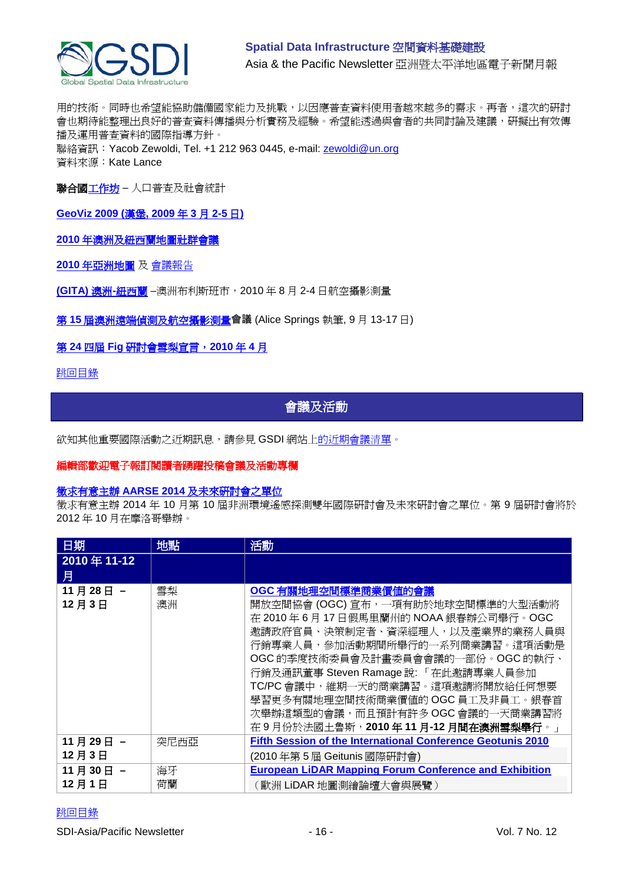用的技術。同時也希望能協助儲備國家能力及挑戰，以因應普查資料使用者越來越多的需求。再者，這次的研討會也期待能整理出良好的普查資料傳播與分析實務及經驗。希望能透過與會者的共同討論及建議，研擬出有效傳播及運用普查資料的國際指導方針。

聯絡資訊：Yacob Zewoldi, Tel. +1 212 963 0445, e-mail: zewoldi@un.org

資料來源：Kate Lance

**聯合國**工作坊 – 人口普查及社會統計

**GeoViz 2009 (漢堡, 2009 年 3 月 2-5 日)**

**2010 年澳洲及紐西蘭地圖社群會議**

**2010 年亞洲地圖** 及 會議報告

**(GITA) 澳洲-紐西蘭** –澳洲布利斯班市，2010 年 8 月 2-4 日航空攝影測量

**第 15 屆澳洲遠端偵測及航空攝影測量會議** (Alice Springs 執筆, 9 月 13-17 日)

**第 24 四屆 Fig 研討會雪梨宣言，2010 年 4 月**

跳回目錄

## 會議及活動

欲知其他重要國際活動之近期訊息，請參見 GSDI 網站上的近期會議清單。

**編輯部歡迎電子報訂閱讀者踴躍投稿會議及活動專欄**

**徵求有意主辦 AARSE 2014 及未來研討會之單位**

徵求有意主辦 2014 年 10 月第 10 屆非洲環境遙感探測雙年國際研討會及未來研討會之單位。第 9 屆研討會將於 2012 年 10 月在摩洛哥舉辦。

| 日期 | 地點 | 活動 |
|---|---|---|
| **2010 年 11-12 月** | | |
| **11 月 28 日 – 12 月 3 日** | 雪梨<br>澳洲 | **OGC 有關地理空間標準商業價值的會議**<br>開放空間協會 (OGC) 宣布，一項有助於地球空間標準的大型活動將在 2010 年 6 月 17 日假馬里蘭州的 NOAA 銀春辦公司舉行。OGC 邀請政府官員、決策制定者、資深經理人，以及產業界的業務人員與行銷專業人員，參加活動期間所舉行的一系列商業講習。這項活動是 OGC 的季度技術委員會及計畫委員會會議的一部份。OGC 的執行、行銷及通訊董事 Steven Ramage 說: 「在此邀請專業人員參加 TC/PC 會議中，維期一天的商業講習。這項邀請將開放給任何想要學習更多有關地理空間技術商業價值的 OGC 員工及非員工。銀春首次舉辦這類型的會議，而且預計有許多 OGC 會議的一天商業講習將在 9 月份於法國土魯斯，**2010 年 11 月-12 月間在澳洲雪梨舉行**。」 |
| **11 月 29 日 – 12 月 3 日** | 突尼西亞 | **Fifth Session of the International Conference Geotunis 2010**<br>(2010 年第 5 屆 Geitunis 國際研討會) |
| **11 月 30 日 – 12 月 1 日** | 海牙<br>荷蘭 | **European LiDAR Mapping Forum Conference and Exhibition**<br>（歐洲 LiDAR 地圖測繪論壇大會與展覽） |

跳回目錄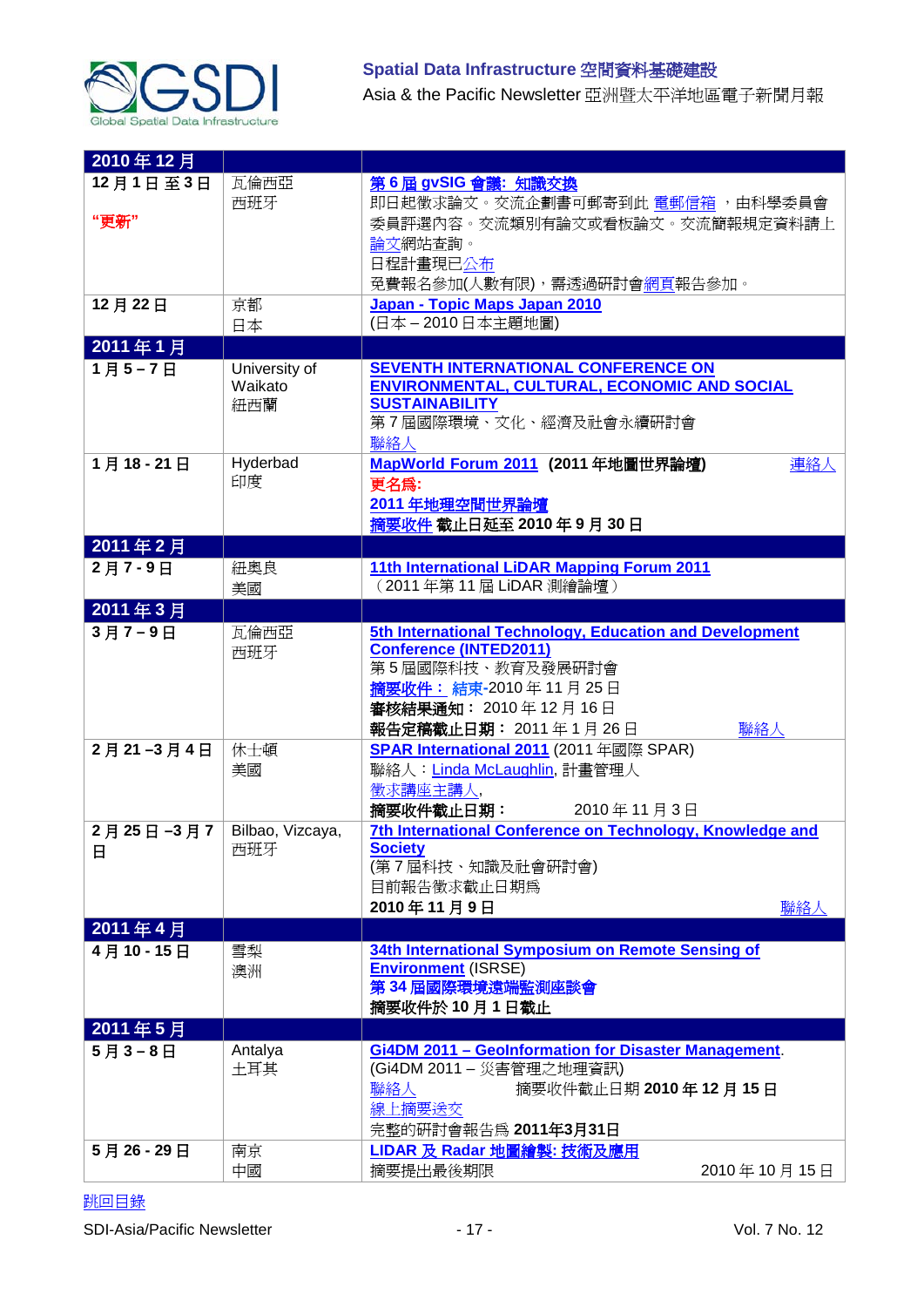| 2010 年 12 月 | | |
|---|---|---|
| **12 月 1 日 至 3 日**<br>**"更新"** | 瓦倫西亞<br>西班牙 | **第 6 屆 gvSIG 會議: 知識交換**<br>即日起徵求論文。交流企劃書可郵寄到此 電郵信箱 ，由科學委員會委員會評選內容。交流類別有論文或看板論文。交流簡報規定資料請上論文網站查詢。<br>日程計畫現已公布<br>免費報名參加(人數有限)，需透過研討會網頁報告參加。 |
| **12 月 22 日** | 京都<br>日本 | **Japan - Topic Maps Japan 2010**<br>(日本 – 2010 日本主題地圖) |
| **2011 年 1 月** | | |
| **1 月 5 – 7 日** | University of Waikato<br>紐西蘭 | **SEVENTH INTERNATIONAL CONFERENCE ON ENVIRONMENTAL, CULTURAL, ECONOMIC AND SOCIAL SUSTAINABILITY**<br>第 7 屆國際環境、文化、經濟及社會永續研討會<br>聯絡人 |
| **1 月 18 - 21 日** | Hyderbad<br>印度 | **MapWorld Forum 2011 (2011 年地圖世界論壇)** 連絡人<br>**更名為:**<br>**2011 年地理空間世界論壇**<br>摘要收件 **截止日延至 2010 年 9 月 30 日** |
| **2011 年 2 月** | | |
| **2 月 7 - 9 日** | 紐奧良<br>美國 | **11th International LiDAR Mapping Forum 2011**<br>（2011 年第 11 屆 LiDAR 測繪論壇） |
| **2011 年 3 月** | | |
| **3 月 7 – 9 日** | 瓦倫西亞<br>西班牙 | **5th International Technology, Education and Development Conference (INTED2011)**<br>第 5 屆國際科技、教育及發展研討會<br>**摘要收件： 結束**-2010 年 11 月 25 日<br>**審核結果通知：** 2010 年 12 月 16 日<br>**報告定稿截止日期：** 2011 年 1 月 26 日 聯絡人 |
| **2 月 21 –3 月 4 日** | 休士頓<br>美國 | **SPAR International 2011** (2011 年國際 SPAR)<br>聯絡人：Linda McLaughlin, 計畫管理人<br>徵求講座主講人,<br>**摘要收件截止日期：** 2010 年 11 月 3 日 |
| **2 月 25 日 –3 月 7 日** | Bilbao, Vizcaya,<br>西班牙 | **7th International Conference on Technology, Knowledge and Society**<br>(第 7 屆科技、知識及社會研討會)<br>目前報告徵求截止日期為<br>**2010 年 11 月 9 日** 聯絡人 |
| **2011 年 4 月** | | |
| **4 月 10 - 15 日** | 雪梨<br>澳洲 | **34th International Symposium on Remote Sensing of Environment** (ISRSE)<br>**第 34 屆國際環境遙端監測座談會**<br>**摘要收件於 10 月 1 日截止** |
| **2011 年 5 月** | | |
| **5 月 3 – 8 日** | Antalya<br>土耳其 | **Gi4DM 2011 – GeoInformation for Disaster Management**.<br>(Gi4DM 2011 – 災害管理之地理資訊)<br>聯絡人 摘要收件截止日期 **2010 年 12 月 15 日**<br>線上摘要送交<br>完整的研討會報告為 **2011年3月31日** |
| **5 月 26 - 29 日** | 南京<br>中國 | **LIDAR 及 Radar 地圖繪製: 技術及應用**<br>摘要提出最後期限 2010 年 10 月 15 日 |

跳回目錄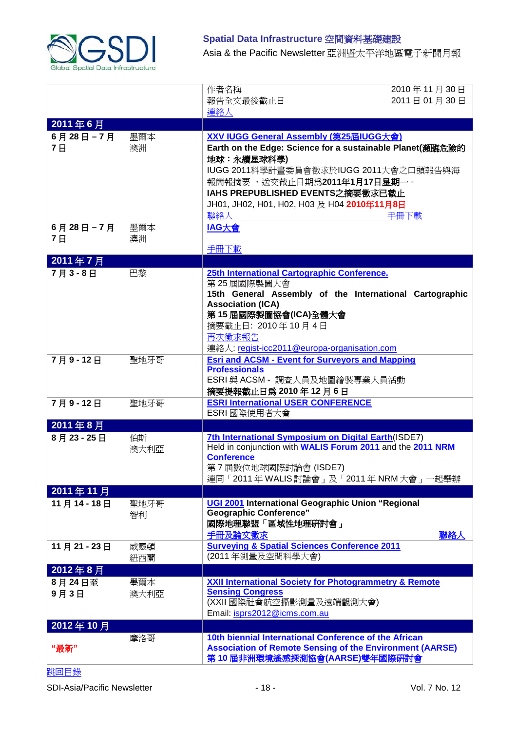| | | |
|---|---|---|
| | | 作者名稱 2010 年 11 月 30 日<br>報告全文最後截止日 2011 日 01 月 30 日<br>連絡人 |
| **2011 年 6 月** | | |
| **6 月 28 日 – 7 月 7 日** | 墨爾本<br>澳洲 | **XXV IUGG General Assembly (第25屆IUGG大會)**<br>**Earth on the Edge: Science for a sustainable Planet(瀕臨危險的地球：永續星球科學)**<br>IUGG 2011科學計畫委員會徵求於IUGG 2011大會之口頭報告與海報簡報摘要 ，送交截止日期爲**2011年1月17日星期一**。<br>**IAHS PREPUBLISHED EVENTS之摘要徵求已截止**<br>JH01, JH02, H01, H02, H03 及 H04 **2010年11月8日**<br>聯絡人 手冊下載 |
| **6 月 28 日 – 7 月 7 日** | 墨爾本<br>澳洲 | **IAG大會**<br><br>手冊下載 |
| **2011 年 7 月** | | |
| **7 月 3 - 8 日** | 巴黎 | **25th International Cartographic Conference.**<br>第 25 屆國際製圖大會<br>**15th General Assembly of the International Cartographic Association (ICA)**<br>**第 15 屆國際製圖協會(ICA)全體大會**<br>摘要截止日: 2010 年 10 月 4 日<br>再次徵求報告<br>連絡人: regist-icc2011@europa-organisation.com |
| **7 月 9 - 12 日** | 聖地牙哥 | **Esri and ACSM - Event for Surveyors and Mapping Professionals**<br>ESRI 與 ACSM - 調查人員及地圖繪製專業人員活動<br>**摘要提報截止日爲 2010 年 12 月 6 日** |
| **7 月 9 - 12 日** | 聖地牙哥 | **ESRI International USER CONFERENCE**<br>ESRI 國際使用者大會 |
| **2011 年 8 月** | | |
| **8 月 23 - 25 日** | 伯斯<br>澳大利亞 | **7th International Symposium on Digital Earth**(ISDE7)<br>Held in conjunction with **WALIS Forum 2011** and the **2011 NRM Conference**<br>第 7 屆數位地球國際討論會 (ISDE7)<br>連同「2011 年 WALIS 討論會」及「2011 年 NRM 大會」一起舉辦 |
| **2011 年 11 月** | | |
| **11 月 14 - 18 日** | 聖地牙哥<br>智利 | **UGI 2001 International Geographic Union "Regional Geographic Conference"**<br>**國際地理聯盟「區域性地理研討會」**<br>手冊及論文徵求 **聯絡人** |
| **11 月 21 - 23 日** | 威靈頓<br>紐西蘭 | **Surveying & Spatial Sciences Conference 2011**<br>(2011 年測量及空間科學大會) |
| **2012 年 8 月** | | |
| **8 月 24 日至 9 月 3 日** | 墨爾本<br>澳大利亞 | **XXII International Society for Photogrammetry & Remote Sensing Congress**<br>(XXII 國際社會航空攝影測量及遠端觀測大會)<br>Email: isprs2012@icms.com.au |
| **2012 年 10 月** | | |
| **"最新"** | 摩洛哥 | **10th biennial International Conference of the African Association of Remote Sensing of the Environment (AARSE)**<br>**第 10 屆非洲環境遙感探測協會(AARSE)雙年國際研討會** |

跳回目錄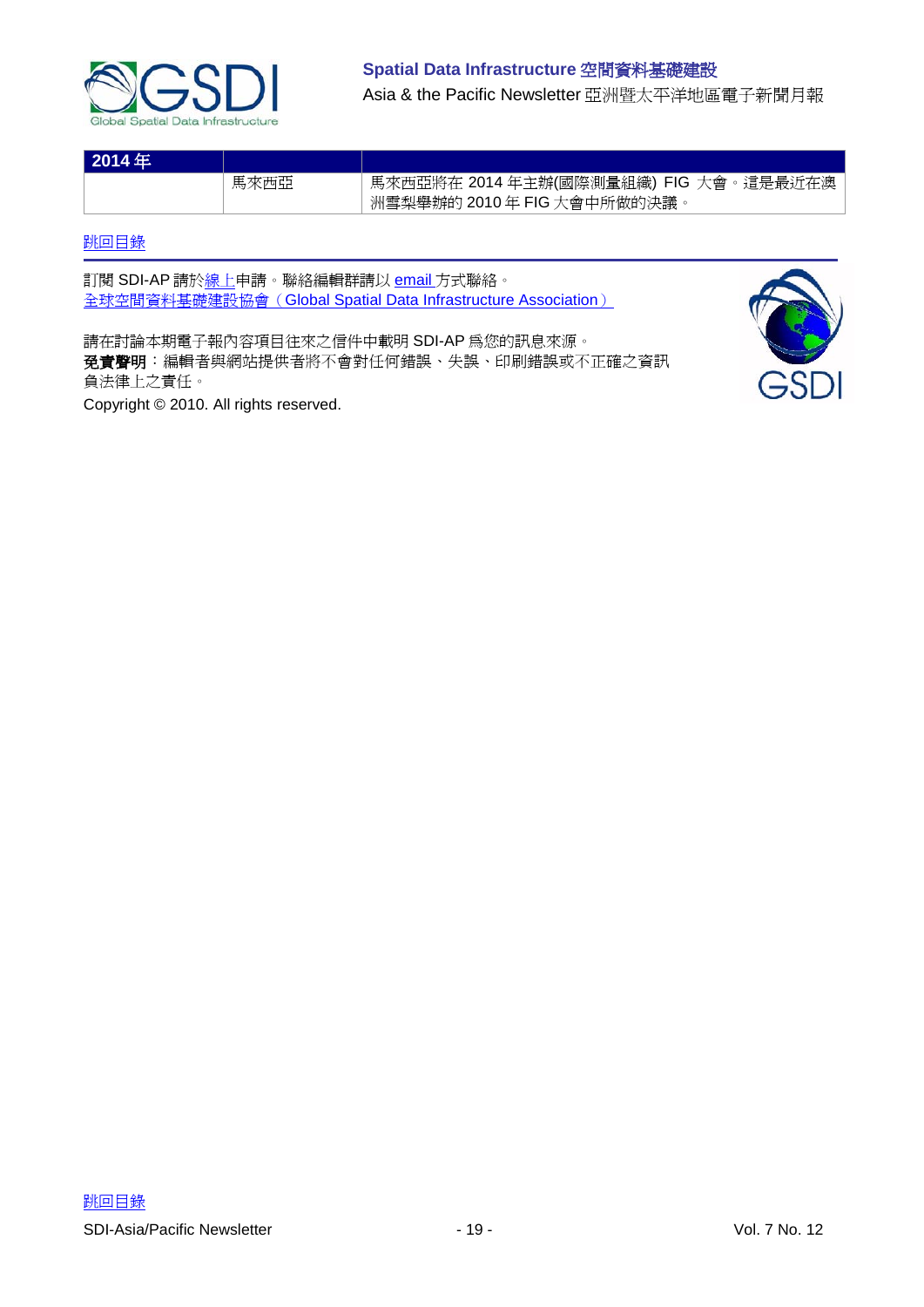| 2014 年 | | |
|---|---|---|
| | 馬來西亞 | 馬來西亞將在 2014 年主辦(國際測量組織) FIG 大會。這是最近在澳洲雪梨舉辦的 2010 年 FIG 大會中所做的決議。 |

跳回目錄

訂閱 SDI-AP 請於線上申請。聯絡編輯群請以 email 方式聯絡。
全球空間資料基礎建設協會（Global Spatial Data Infrastructure Association）

請在討論本期電子報內容項目往來之信件中載明 SDI-AP 為您的訊息來源。
**免責聲明**：編輯者與網站提供者將不會對任何錯誤、失誤、印刷錯誤或不正確之資訊負法律上之責任。
Copyright © 2010. All rights reserved.

跳回目錄